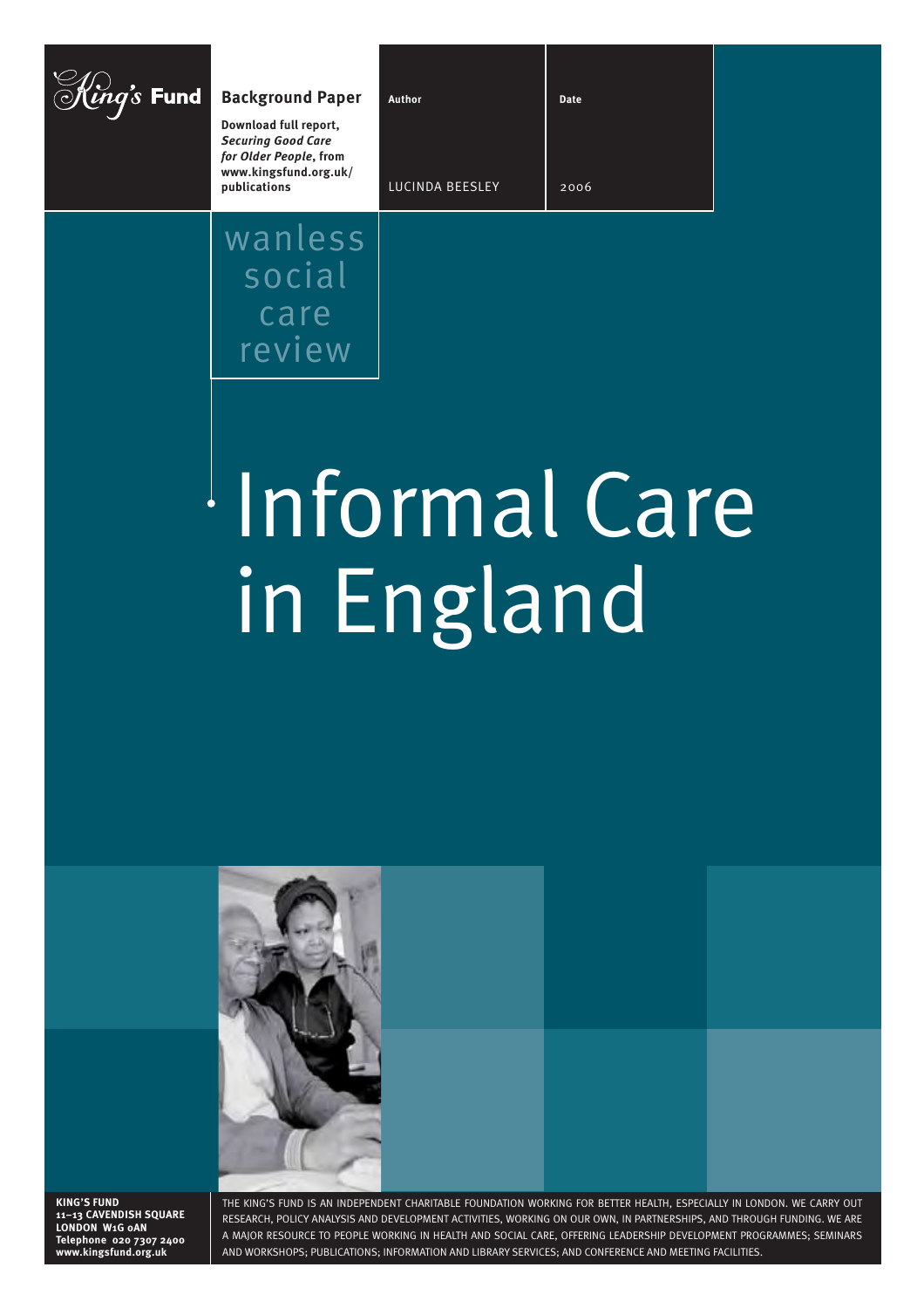King's Fund

**Background Paper**

**Download full report, *Securing Good Care for Older People*, from www.kingsfund.org.uk/publications**

**Author**

LUCINDA BEESLEY

**Date**

2006

wanless social care review

# Informal Care in England

**KING'S FUND**
**11–13 CAVENDISH SQUARE**
**LONDON W1G 0AN**
**Telephone 020 7307 2400**
**www.kingsfund.org.uk**

THE KING'S FUND IS AN INDEPENDENT CHARITABLE FOUNDATION WORKING FOR BETTER HEALTH, ESPECIALLY IN LONDON. WE CARRY OUT RESEARCH, POLICY ANALYSIS AND DEVELOPMENT ACTIVITIES, WORKING ON OUR OWN, IN PARTNERSHIPS, AND THROUGH FUNDING. WE ARE A MAJOR RESOURCE TO PEOPLE WORKING IN HEALTH AND SOCIAL CARE, OFFERING LEADERSHIP DEVELOPMENT PROGRAMMES; SEMINARS AND WORKSHOPS; PUBLICATIONS; INFORMATION AND LIBRARY SERVICES; AND CONFERENCE AND MEETING FACILITIES.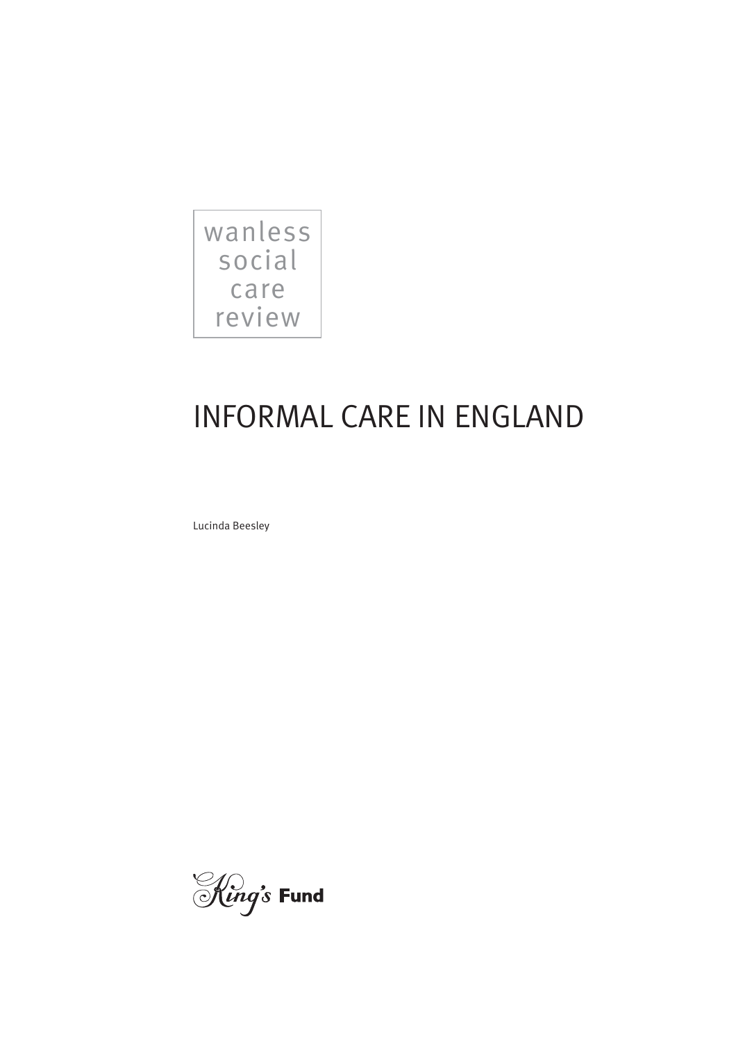wanless social care review

# INFORMAL CARE IN ENGLAND

Lucinda Beesley

King's Fund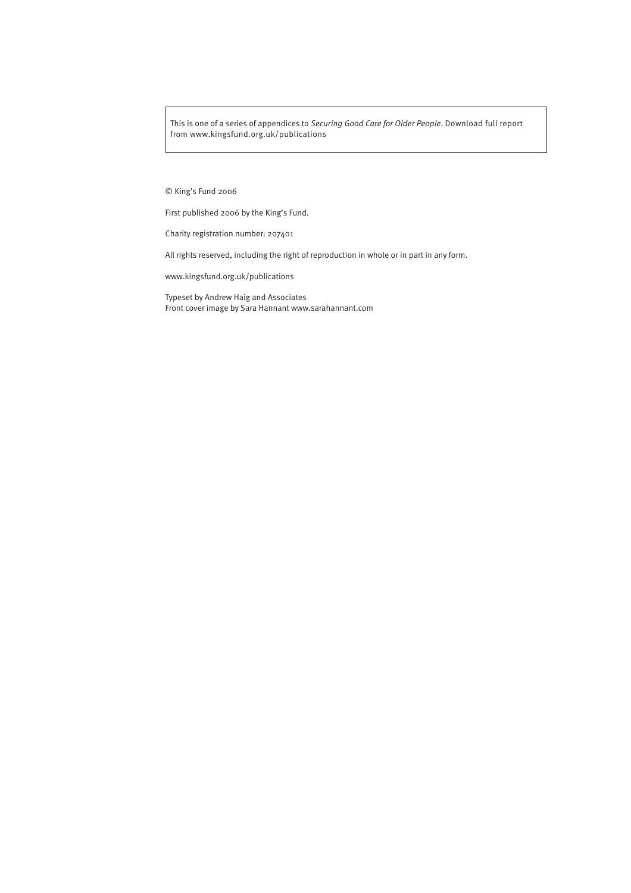This is one of a series of appendices to *Securing Good Care for Older People*. Download full report from www.kingsfund.org.uk/publications

© King's Fund 2006

First published 2006 by the King's Fund.

Charity registration number: 207401

All rights reserved, including the right of reproduction in whole or in part in any form.

www.kingsfund.org.uk/publications

Typeset by Andrew Haig and Associates
Front cover image by Sara Hannant www.sarahannant.com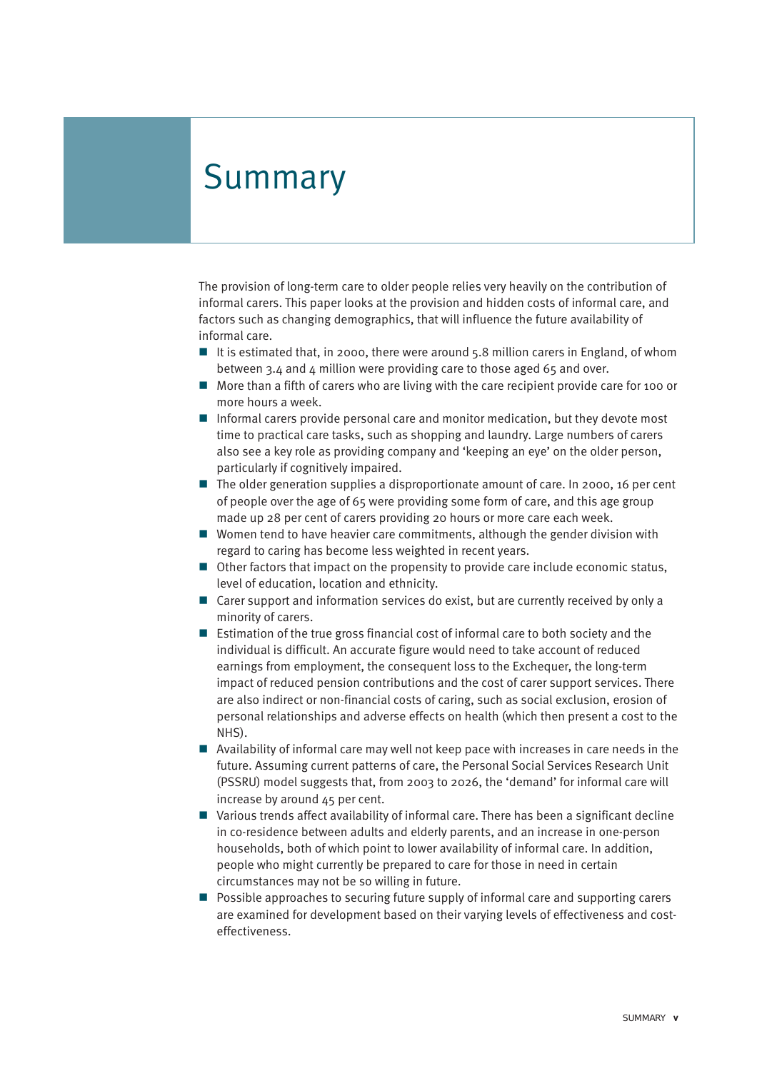# Summary

The provision of long-term care to older people relies very heavily on the contribution of informal carers. This paper looks at the provision and hidden costs of informal care, and factors such as changing demographics, that will influence the future availability of informal care.

- It is estimated that, in 2000, there were around 5.8 million carers in England, of whom between 3.4 and 4 million were providing care to those aged 65 and over.
- More than a fifth of carers who are living with the care recipient provide care for 100 or more hours a week.
- Informal carers provide personal care and monitor medication, but they devote most time to practical care tasks, such as shopping and laundry. Large numbers of carers also see a key role as providing company and 'keeping an eye' on the older person, particularly if cognitively impaired.
- The older generation supplies a disproportionate amount of care. In 2000, 16 per cent of people over the age of 65 were providing some form of care, and this age group made up 28 per cent of carers providing 20 hours or more care each week.
- Women tend to have heavier care commitments, although the gender division with regard to caring has become less weighted in recent years.
- Other factors that impact on the propensity to provide care include economic status, level of education, location and ethnicity.
- Carer support and information services do exist, but are currently received by only a minority of carers.
- Estimation of the true gross financial cost of informal care to both society and the individual is difficult. An accurate figure would need to take account of reduced earnings from employment, the consequent loss to the Exchequer, the long-term impact of reduced pension contributions and the cost of carer support services. There are also indirect or non-financial costs of caring, such as social exclusion, erosion of personal relationships and adverse effects on health (which then present a cost to the NHS).
- Availability of informal care may well not keep pace with increases in care needs in the future. Assuming current patterns of care, the Personal Social Services Research Unit (PSSRU) model suggests that, from 2003 to 2026, the 'demand' for informal care will increase by around 45 per cent.
- Various trends affect availability of informal care. There has been a significant decline in co-residence between adults and elderly parents, and an increase in one-person households, both of which point to lower availability of informal care. In addition, people who might currently be prepared to care for those in need in certain circumstances may not be so willing in future.
- Possible approaches to securing future supply of informal care and supporting carers are examined for development based on their varying levels of effectiveness and cost-effectiveness.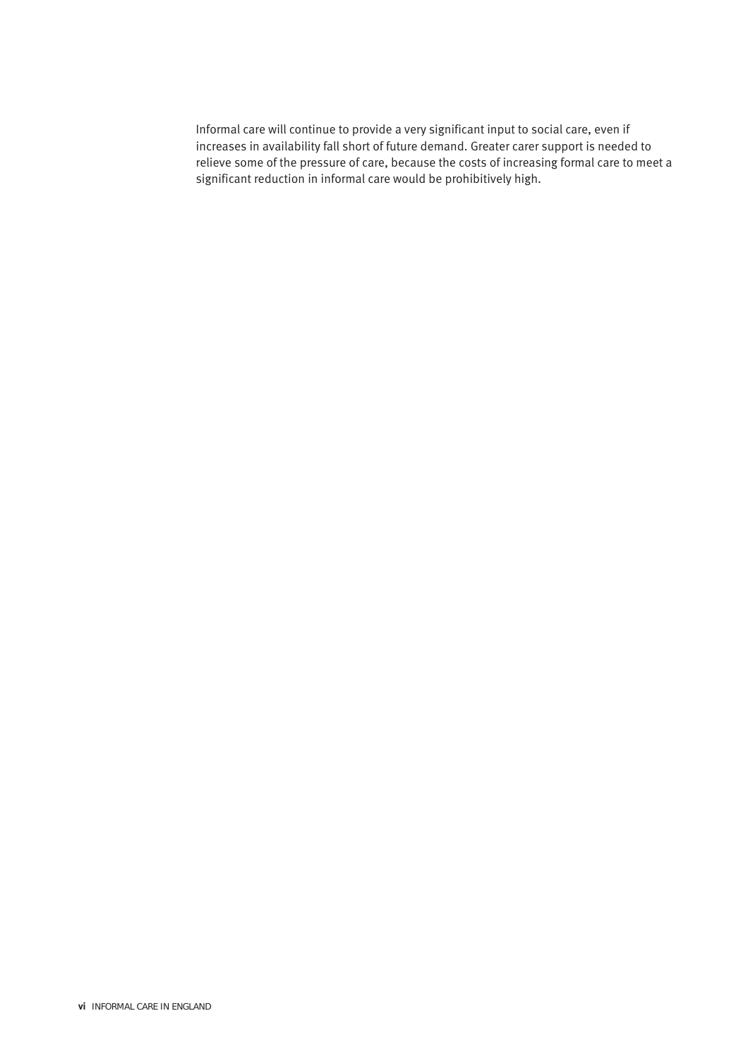Informal care will continue to provide a very significant input to social care, even if increases in availability fall short of future demand. Greater carer support is needed to relieve some of the pressure of care, because the costs of increasing formal care to meet a significant reduction in informal care would be prohibitively high.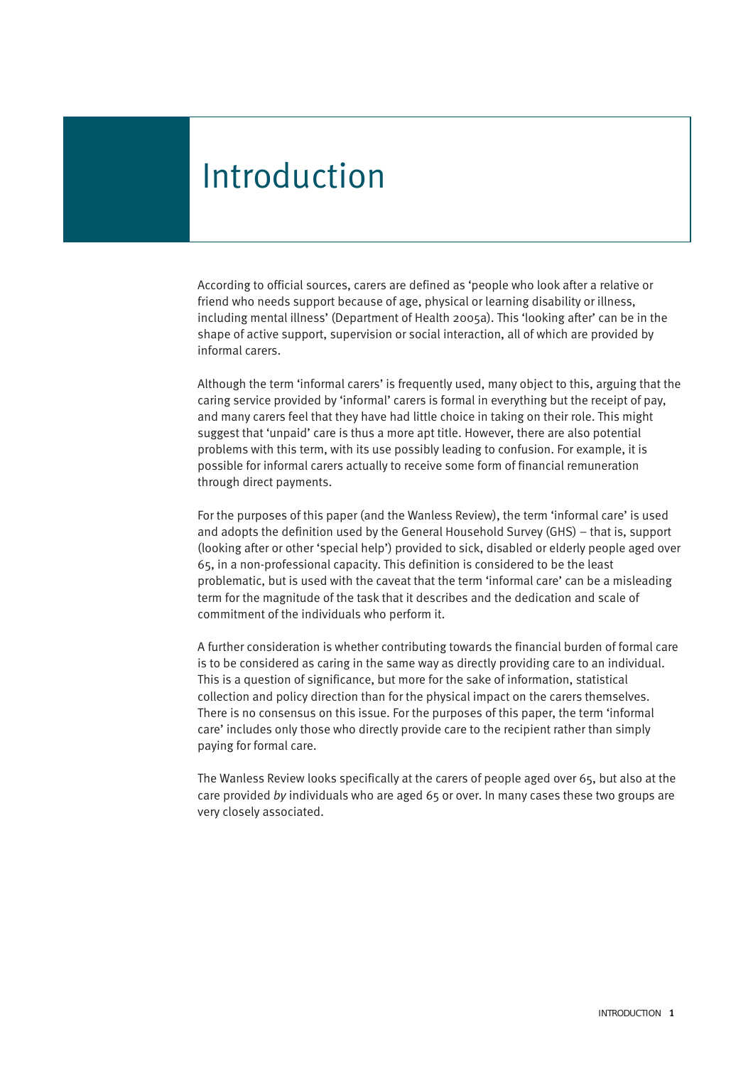# Introduction

According to official sources, carers are defined as 'people who look after a relative or friend who needs support because of age, physical or learning disability or illness, including mental illness' (Department of Health 2005a). This 'looking after' can be in the shape of active support, supervision or social interaction, all of which are provided by informal carers.

Although the term 'informal carers' is frequently used, many object to this, arguing that the caring service provided by 'informal' carers is formal in everything but the receipt of pay, and many carers feel that they have had little choice in taking on their role. This might suggest that 'unpaid' care is thus a more apt title. However, there are also potential problems with this term, with its use possibly leading to confusion. For example, it is possible for informal carers actually to receive some form of financial remuneration through direct payments.

For the purposes of this paper (and the Wanless Review), the term 'informal care' is used and adopts the definition used by the General Household Survey (GHS) – that is, support (looking after or other 'special help') provided to sick, disabled or elderly people aged over 65, in a non-professional capacity. This definition is considered to be the least problematic, but is used with the caveat that the term 'informal care' can be a misleading term for the magnitude of the task that it describes and the dedication and scale of commitment of the individuals who perform it.

A further consideration is whether contributing towards the financial burden of formal care is to be considered as caring in the same way as directly providing care to an individual. This is a question of significance, but more for the sake of information, statistical collection and policy direction than for the physical impact on the carers themselves. There is no consensus on this issue. For the purposes of this paper, the term 'informal care' includes only those who directly provide care to the recipient rather than simply paying for formal care.

The Wanless Review looks specifically at the carers of people aged over 65, but also at the care provided *by* individuals who are aged 65 or over. In many cases these two groups are very closely associated.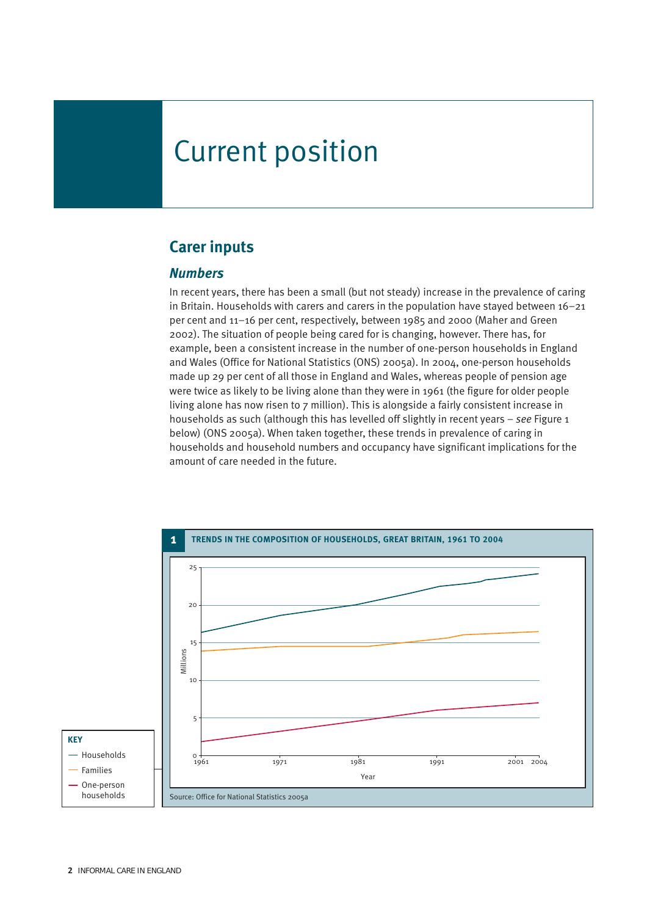# Current position

## Carer inputs

### *Numbers*

In recent years, there has been a small (but not steady) increase in the prevalence of caring in Britain. Households with carers and carers in the population have stayed between 16–21 per cent and 11–16 per cent, respectively, between 1985 and 2000 (Maher and Green 2002). The situation of people being cared for is changing, however. There has, for example, been a consistent increase in the number of one-person households in England and Wales (Office for National Statistics (ONS) 2005a). In 2004, one-person households made up 29 per cent of all those in England and Wales, whereas people of pension age were twice as likely to be living alone than they were in 1961 (the figure for older people living alone has now risen to 7 million). This is alongside a fairly consistent increase in households as such (although this has levelled off slightly in recent years – *see* Figure 1 below) (ONS 2005a). When taken together, these trends in prevalence of caring in households and household numbers and occupancy have significant implications for the amount of care needed in the future.

**1 TRENDS IN THE COMPOSITION OF HOUSEHOLDS, GREAT BRITAIN, 1961 TO 2004**

KEY: Households; Families; One-person households

Millions (0–25) by Year (1961, 1971, 1981, 1991, 2001, 2004)

Source: Office for National Statistics 2005a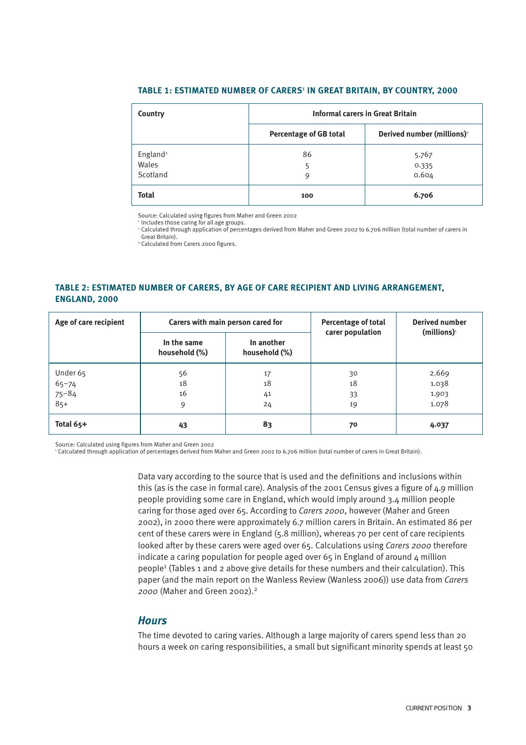**TABLE 1: ESTIMATED NUMBER OF CARERS[1] IN GREAT BRITAIN, BY COUNTRY, 2000**

| Country | Informal carers in Great Britain | |
|---|---|---|
| | Percentage of GB total | Derived number (millions)[2] |
| England[3] | 86 | 5.767 |
| Wales | 5 | 0.335 |
| Scotland | 9 | 0.604 |
| **Total** | **100** | **6.706** |

Source: Calculated using figures from Maher and Green 2002
[1] Includes those caring for all age groups.
[2] Calculated through application of percentages derived from Maher and Green 2002 to 6.706 million (total number of carers in Great Britain).
[3] Calculated from Carers 2000 figures.

**TABLE 2: ESTIMATED NUMBER OF CARERS, BY AGE OF CARE RECIPIENT AND LIVING ARRANGEMENT, ENGLAND, 2000**

| Age of care recipient | Carers with main person cared for | | Percentage of total carer population | Derived number (millions)[1] |
|---|---|---|---|---|
| | In the same household (%) | In another household (%) | | |
| Under 65 | 56 | 17 | 30 | 2.669 |
| 65–74 | 18 | 18 | 18 | 1.038 |
| 75–84 | 16 | 41 | 33 | 1.903 |
| 85+ | 9 | 24 | 19 | 1.078 |
| **Total 65+** | **43** | **83** | **70** | **4.037** |

Source: Calculated using figures from Maher and Green 2002
[1] Calculated through application of percentages derived from Maher and Green 2002 to 6.706 million (total number of carers in Great Britain).

Data vary according to the source that is used and the definitions and inclusions within this (as is the case in formal care). Analysis of the 2001 Census gives a figure of 4.9 million people providing some care in England, which would imply around 3.4 million people caring for those aged over 65. According to *Carers 2000*, however (Maher and Green 2002), in 2000 there were approximately 6.7 million carers in Britain. An estimated 86 per cent of these carers were in England (5.8 million), whereas 70 per cent of care recipients looked after by these carers were aged over 65. Calculations using *Carers 2000* therefore indicate a caring population for people aged over 65 in England of around 4 million people[1] (Tables 1 and 2 above give details for these numbers and their calculation). This paper (and the main report on the Wanless Review (Wanless 2006)) use data from *Carers 2000* (Maher and Green 2002).[2]

## Hours

The time devoted to caring varies. Although a large majority of carers spend less than 20 hours a week on caring responsibilities, a small but significant minority spends at least 50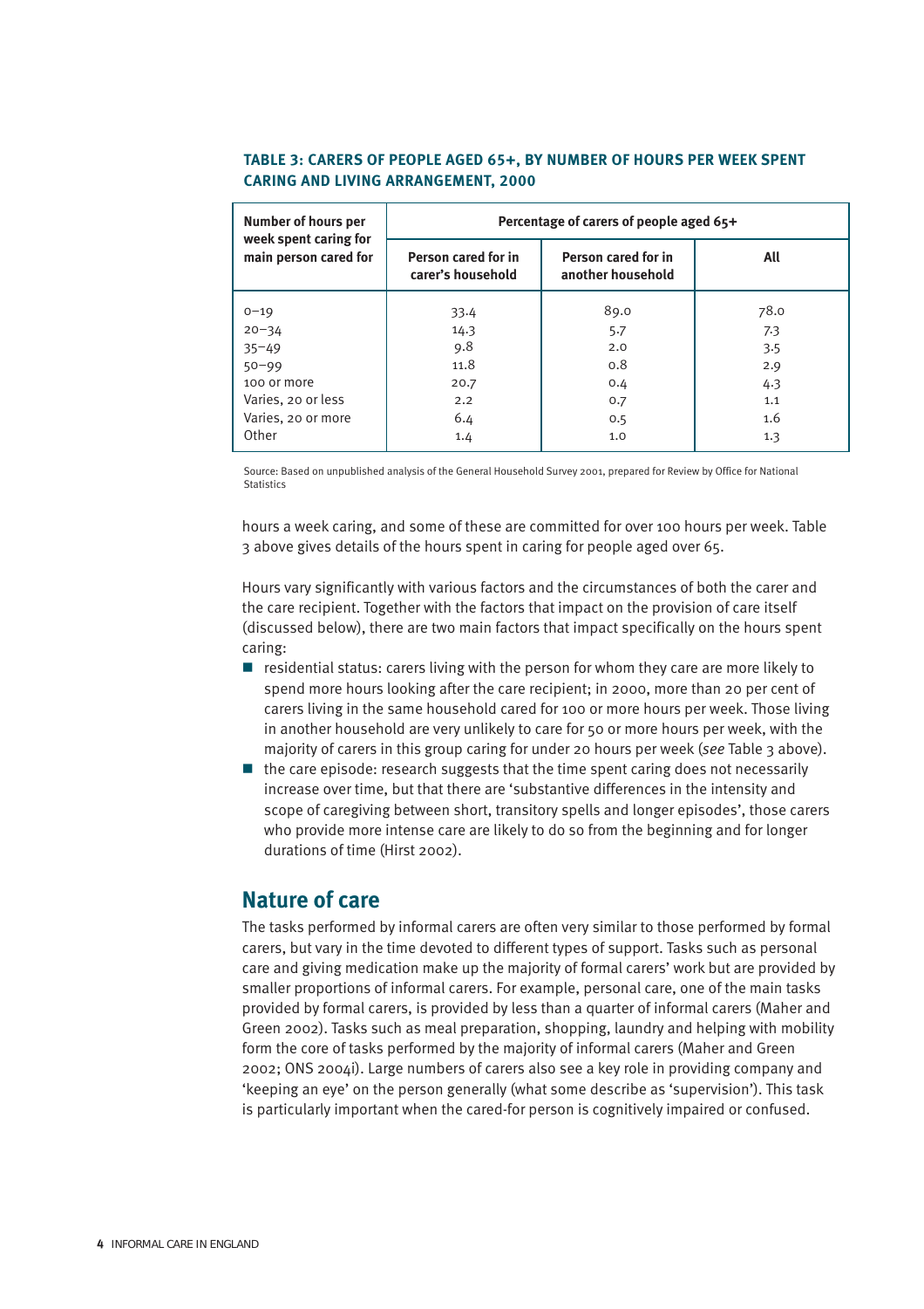**TABLE 3: CARERS OF PEOPLE AGED 65+, BY NUMBER OF HOURS PER WEEK SPENT CARING AND LIVING ARRANGEMENT, 2000**

| Number of hours per week spent caring for main person cared for | Percentage of carers of people aged 65+ | | |
|---|---|---|---|
| | Person cared for in carer's household | Person cared for in another household | All |
| 0–19 | 33.4 | 89.0 | 78.0 |
| 20–34 | 14.3 | 5.7 | 7.3 |
| 35–49 | 9.8 | 2.0 | 3.5 |
| 50–99 | 11.8 | 0.8 | 2.9 |
| 100 or more | 20.7 | 0.4 | 4.3 |
| Varies, 20 or less | 2.2 | 0.7 | 1.1 |
| Varies, 20 or more | 6.4 | 0.5 | 1.6 |
| Other | 1.4 | 1.0 | 1.3 |

Source: Based on unpublished analysis of the General Household Survey 2001, prepared for Review by Office for National Statistics

hours a week caring, and some of these are committed for over 100 hours per week. Table 3 above gives details of the hours spent in caring for people aged over 65.

Hours vary significantly with various factors and the circumstances of both the carer and the care recipient. Together with the factors that impact on the provision of care itself (discussed below), there are two main factors that impact specifically on the hours spent caring:

- residential status: carers living with the person for whom they care are more likely to spend more hours looking after the care recipient; in 2000, more than 20 per cent of carers living in the same household cared for 100 or more hours per week. Those living in another household are very unlikely to care for 50 or more hours per week, with the majority of carers in this group caring for under 20 hours per week (*see* Table 3 above).
- the care episode: research suggests that the time spent caring does not necessarily increase over time, but that there are 'substantive differences in the intensity and scope of caregiving between short, transitory spells and longer episodes', those carers who provide more intense care are likely to do so from the beginning and for longer durations of time (Hirst 2002).

## Nature of care

The tasks performed by informal carers are often very similar to those performed by formal carers, but vary in the time devoted to different types of support. Tasks such as personal care and giving medication make up the majority of formal carers' work but are provided by smaller proportions of informal carers. For example, personal care, one of the main tasks provided by formal carers, is provided by less than a quarter of informal carers (Maher and Green 2002). Tasks such as meal preparation, shopping, laundry and helping with mobility form the core of tasks performed by the majority of informal carers (Maher and Green 2002; ONS 2004i). Large numbers of carers also see a key role in providing company and 'keeping an eye' on the person generally (what some describe as 'supervision'). This task is particularly important when the cared-for person is cognitively impaired or confused.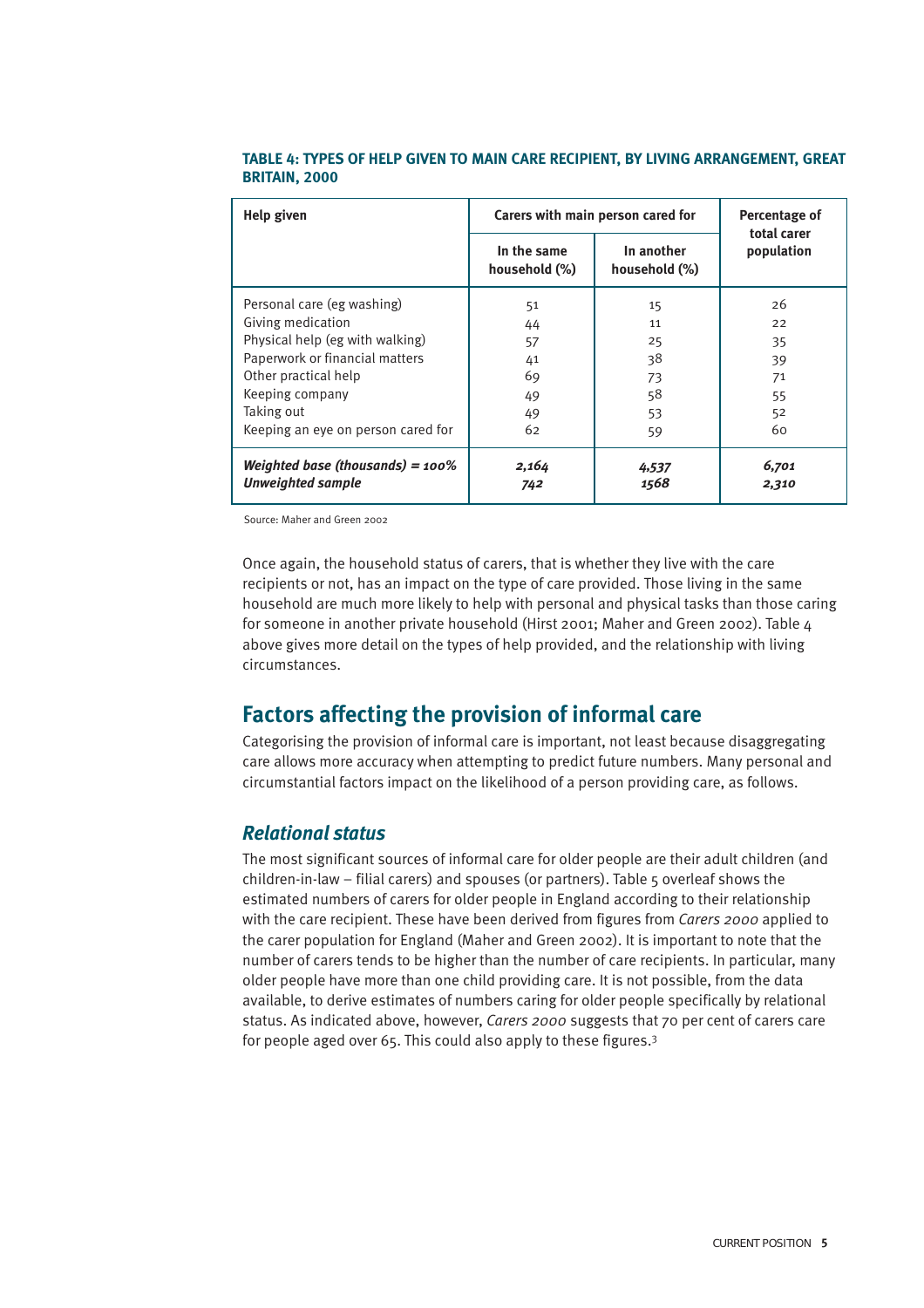**TABLE 4: TYPES OF HELP GIVEN TO MAIN CARE RECIPIENT, BY LIVING ARRANGEMENT, GREAT BRITAIN, 2000**

| Help given | Carers with main person cared for | | Percentage of total carer population |
|---|---|---|---|
| | In the same household (%) | In another household (%) | |
| Personal care (eg washing) | 51 | 15 | 26 |
| Giving medication | 44 | 11 | 22 |
| Physical help (eg with walking) | 57 | 25 | 35 |
| Paperwork or financial matters | 41 | 38 | 39 |
| Other practical help | 69 | 73 | 71 |
| Keeping company | 49 | 58 | 55 |
| Taking out | 49 | 53 | 52 |
| Keeping an eye on person cared for | 62 | 59 | 60 |
| ***Weighted base (thousands) = 100%*** | ***2,164*** | ***4,537*** | ***6,701*** |
| ***Unweighted sample*** | ***742*** | ***1568*** | ***2,310*** |

Source: Maher and Green 2002

Once again, the household status of carers, that is whether they live with the care recipients or not, has an impact on the type of care provided. Those living in the same household are much more likely to help with personal and physical tasks than those caring for someone in another private household (Hirst 2001; Maher and Green 2002). Table 4 above gives more detail on the types of help provided, and the relationship with living circumstances.

## Factors affecting the provision of informal care

Categorising the provision of informal care is important, not least because disaggregating care allows more accuracy when attempting to predict future numbers. Many personal and circumstantial factors impact on the likelihood of a person providing care, as follows.

### *Relational status*

The most significant sources of informal care for older people are their adult children (and children-in-law – filial carers) and spouses (or partners). Table 5 overleaf shows the estimated numbers of carers for older people in England according to their relationship with the care recipient. These have been derived from figures from *Carers 2000* applied to the carer population for England (Maher and Green 2002). It is important to note that the number of carers tends to be higher than the number of care recipients. In particular, many older people have more than one child providing care. It is not possible, from the data available, to derive estimates of numbers caring for older people specifically by relational status. As indicated above, however, *Carers 2000* suggests that 70 per cent of carers care for people aged over 65. This could also apply to these figures.[3]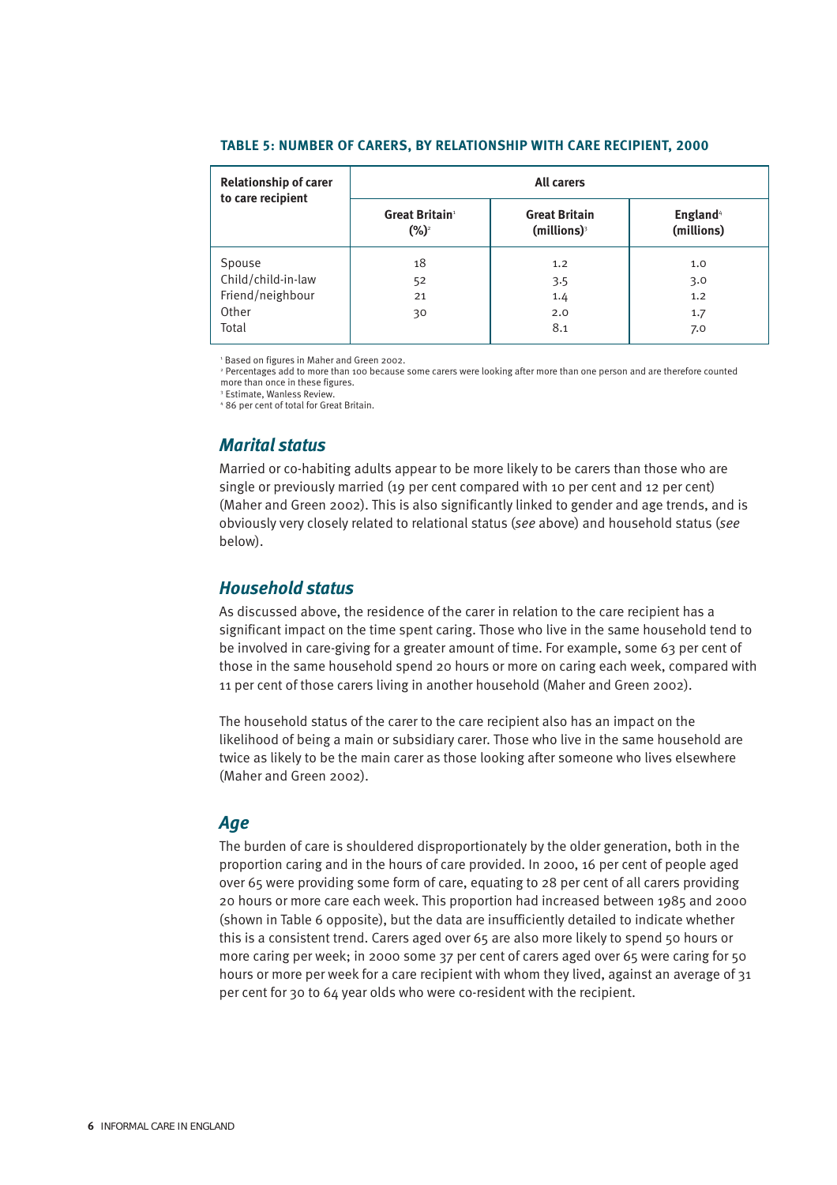**TABLE 5: NUMBER OF CARERS, BY RELATIONSHIP WITH CARE RECIPIENT, 2000**

| Relationship of carer to care recipient | All carers | | |
|---|---|---|---|
| | Great Britain[1] (%)[2] | Great Britain (millions)[3] | England[4] (millions) |
| Spouse | 18 | 1.2 | 1.0 |
| Child/child-in-law | 52 | 3.5 | 3.0 |
| Friend/neighbour | 21 | 1.4 | 1.2 |
| Other | 30 | 2.0 | 1.7 |
| Total | | 8.1 | 7.0 |

[1] Based on figures in Maher and Green 2002.
[2] Percentages add to more than 100 because some carers were looking after more than one person and are therefore counted more than once in these figures.
[3] Estimate, Wanless Review.
[4] 86 per cent of total for Great Britain.

## *Marital status*

Married or co-habiting adults appear to be more likely to be carers than those who are single or previously married (19 per cent compared with 10 per cent and 12 per cent) (Maher and Green 2002). This is also significantly linked to gender and age trends, and is obviously very closely related to relational status (*see* above) and household status (*see* below).

## *Household status*

As discussed above, the residence of the carer in relation to the care recipient has a significant impact on the time spent caring. Those who live in the same household tend to be involved in care-giving for a greater amount of time. For example, some 63 per cent of those in the same household spend 20 hours or more on caring each week, compared with 11 per cent of those carers living in another household (Maher and Green 2002).

The household status of the carer to the care recipient also has an impact on the likelihood of being a main or subsidiary carer. Those who live in the same household are twice as likely to be the main carer as those looking after someone who lives elsewhere (Maher and Green 2002).

## *Age*

The burden of care is shouldered disproportionately by the older generation, both in the proportion caring and in the hours of care provided. In 2000, 16 per cent of people aged over 65 were providing some form of care, equating to 28 per cent of all carers providing 20 hours or more care each week. This proportion had increased between 1985 and 2000 (shown in Table 6 opposite), but the data are insufficiently detailed to indicate whether this is a consistent trend. Carers aged over 65 are also more likely to spend 50 hours or more caring per week; in 2000 some 37 per cent of carers aged over 65 were caring for 50 hours or more per week for a care recipient with whom they lived, against an average of 31 per cent for 30 to 64 year olds who were co-resident with the recipient.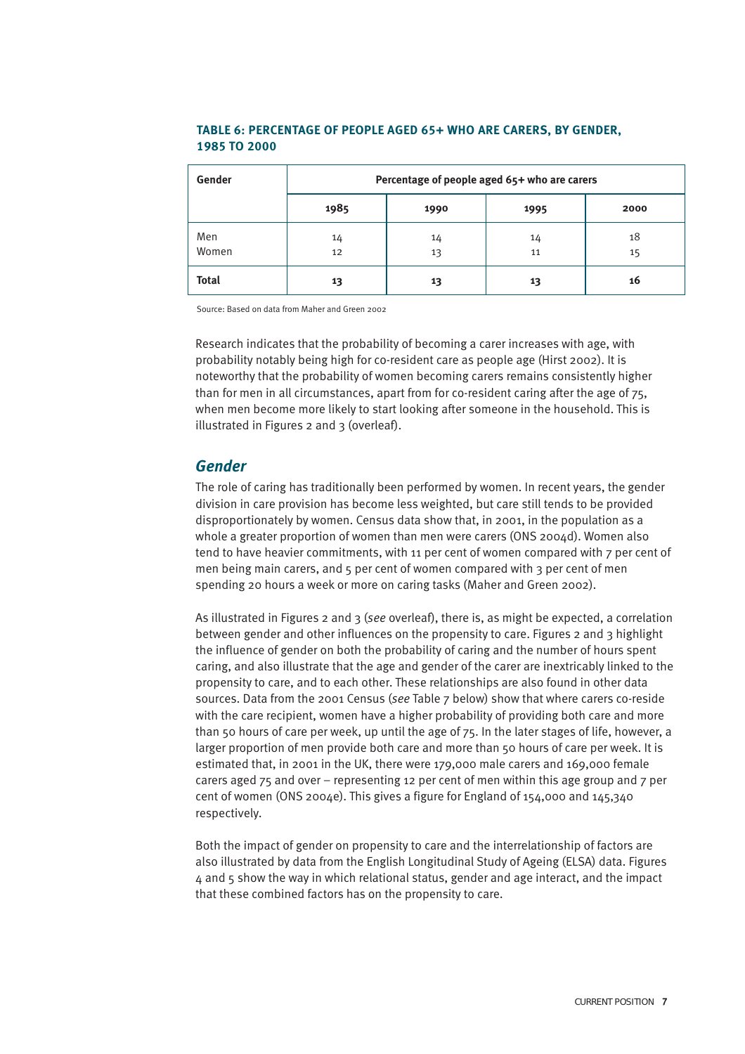**TABLE 6: PERCENTAGE OF PEOPLE AGED 65+ WHO ARE CARERS, BY GENDER, 1985 TO 2000**

| Gender | Percentage of people aged 65+ who are carers | | | |
|---|---|---|---|---|
| | 1985 | 1990 | 1995 | 2000 |
| Men | 14 | 14 | 14 | 18 |
| Women | 12 | 13 | 11 | 15 |
| **Total** | **13** | **13** | **13** | **16** |

Source: Based on data from Maher and Green 2002

Research indicates that the probability of becoming a carer increases with age, with probability notably being high for co-resident care as people age (Hirst 2002). It is noteworthy that the probability of women becoming carers remains consistently higher than for men in all circumstances, apart from for co-resident caring after the age of 75, when men become more likely to start looking after someone in the household. This is illustrated in Figures 2 and 3 (overleaf).

## *Gender*

The role of caring has traditionally been performed by women. In recent years, the gender division in care provision has become less weighted, but care still tends to be provided disproportionately by women. Census data show that, in 2001, in the population as a whole a greater proportion of women than men were carers (ONS 2004d). Women also tend to have heavier commitments, with 11 per cent of women compared with 7 per cent of men being main carers, and 5 per cent of women compared with 3 per cent of men spending 20 hours a week or more on caring tasks (Maher and Green 2002).

As illustrated in Figures 2 and 3 (*see* overleaf), there is, as might be expected, a correlation between gender and other influences on the propensity to care. Figures 2 and 3 highlight the influence of gender on both the probability of caring and the number of hours spent caring, and also illustrate that the age and gender of the carer are inextricably linked to the propensity to care, and to each other. These relationships are also found in other data sources. Data from the 2001 Census (*see* Table 7 below) show that where carers co-reside with the care recipient, women have a higher probability of providing both care and more than 50 hours of care per week, up until the age of 75. In the later stages of life, however, a larger proportion of men provide both care and more than 50 hours of care per week. It is estimated that, in 2001 in the UK, there were 179,000 male carers and 169,000 female carers aged 75 and over – representing 12 per cent of men within this age group and 7 per cent of women (ONS 2004e). This gives a figure for England of 154,000 and 145,340 respectively.

Both the impact of gender on propensity to care and the interrelationship of factors are also illustrated by data from the English Longitudinal Study of Ageing (ELSA) data. Figures 4 and 5 show the way in which relational status, gender and age interact, and the impact that these combined factors has on the propensity to care.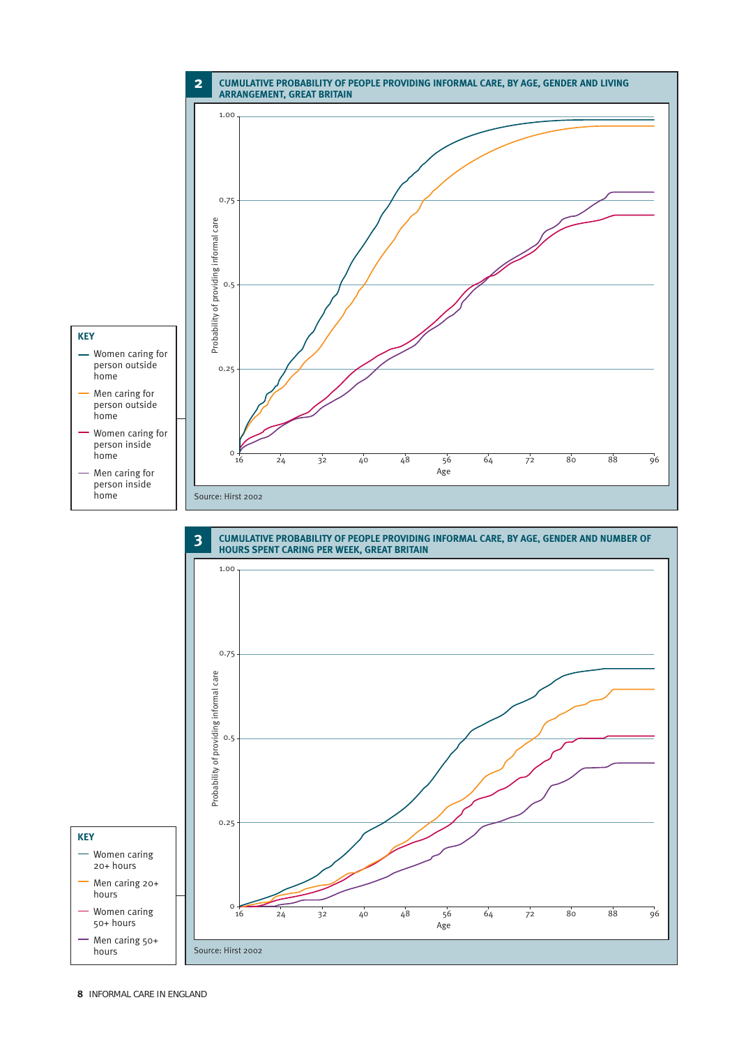## 2 CUMULATIVE PROBABILITY OF PEOPLE PROVIDING INFORMAL CARE, BY AGE, GENDER AND LIVING ARRANGEMENT, GREAT BRITAIN

**KEY**

- Women caring for person outside home
- Men caring for person outside home
- Women caring for person inside home
- Men caring for person inside home

Probability of providing informal care

Age

Source: Hirst 2002

## 3 CUMULATIVE PROBABILITY OF PEOPLE PROVIDING INFORMAL CARE, BY AGE, GENDER AND NUMBER OF HOURS SPENT CARING PER WEEK, GREAT BRITAIN

**KEY**

- Women caring 20+ hours
- Men caring 20+ hours
- Women caring 50+ hours
- Men caring 50+ hours

Probability of providing informal care

Age

Source: Hirst 2002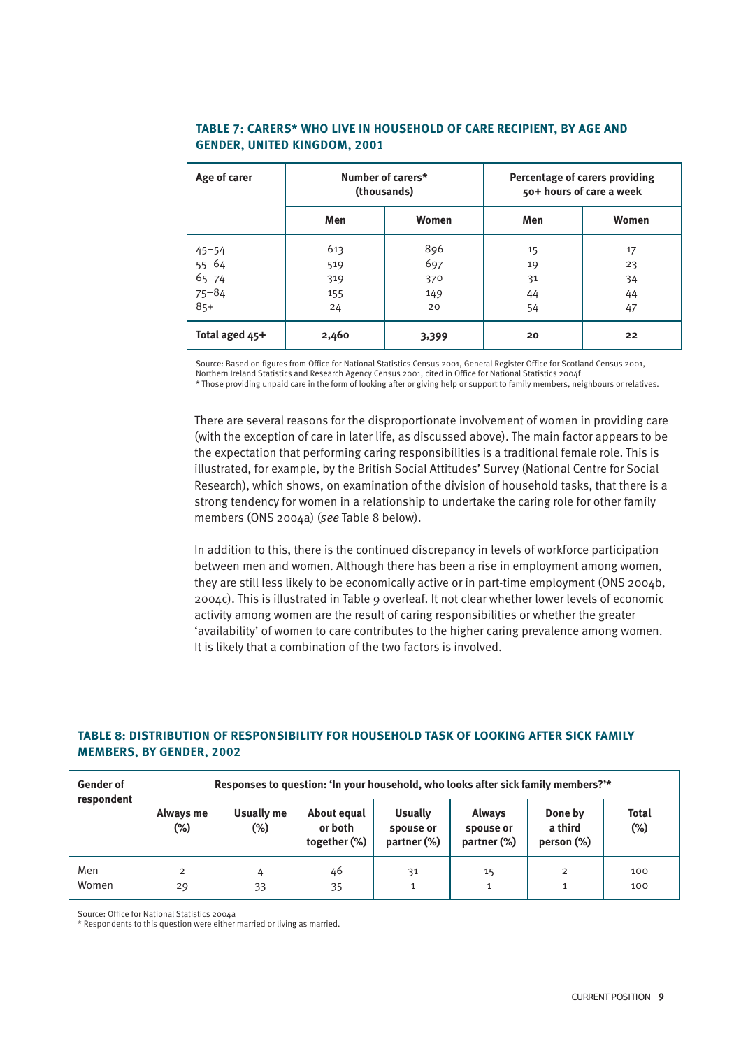### TABLE 7: CARERS* WHO LIVE IN HOUSEHOLD OF CARE RECIPIENT, BY AGE AND GENDER, UNITED KINGDOM, 2001

| Age of carer | Number of carers* (thousands) | | Percentage of carers providing 50+ hours of care a week | |
|---|---|---|---|---|
| | Men | Women | Men | Women |
| 45–54 | 613 | 896 | 15 | 17 |
| 55–64 | 519 | 697 | 19 | 23 |
| 65–74 | 319 | 370 | 31 | 34 |
| 75–84 | 155 | 149 | 44 | 44 |
| 85+ | 24 | 20 | 54 | 47 |
| **Total aged 45+** | **2,460** | **3,399** | **20** | **22** |

Source: Based on figures from Office for National Statistics Census 2001, General Register Office for Scotland Census 2001, Northern Ireland Statistics and Research Agency Census 2001, cited in Office for National Statistics 2004f

* Those providing unpaid care in the form of looking after or giving help or support to family members, neighbours or relatives.

There are several reasons for the disproportionate involvement of women in providing care (with the exception of care in later life, as discussed above). The main factor appears to be the expectation that performing caring responsibilities is a traditional female role. This is illustrated, for example, by the British Social Attitudes' Survey (National Centre for Social Research), which shows, on examination of the division of household tasks, that there is a strong tendency for women in a relationship to undertake the caring role for other family members (ONS 2004a) (*see* Table 8 below).

In addition to this, there is the continued discrepancy in levels of workforce participation between men and women. Although there has been a rise in employment among women, they are still less likely to be economically active or in part-time employment (ONS 2004b, 2004c). This is illustrated in Table 9 overleaf. It not clear whether lower levels of economic activity among women are the result of caring responsibilities or whether the greater 'availability' of women to care contributes to the higher caring prevalence among women. It is likely that a combination of the two factors is involved.

### TABLE 8: DISTRIBUTION OF RESPONSIBILITY FOR HOUSEHOLD TASK OF LOOKING AFTER SICK FAMILY MEMBERS, BY GENDER, 2002

| Gender of respondent | Responses to question: 'In your household, who looks after sick family members?'* | | | | | | |
|---|---|---|---|---|---|---|---|
| | Always me (%) | Usually me (%) | About equal or both together (%) | Usually spouse or partner (%) | Always spouse or partner (%) | Done by a third person (%) | Total (%) |
| Men | 2 | 4 | 46 | 31 | 15 | 2 | 100 |
| Women | 29 | 33 | 35 | 1 | 1 | 1 | 100 |

Source: Office for National Statistics 2004a

* Respondents to this question were either married or living as married.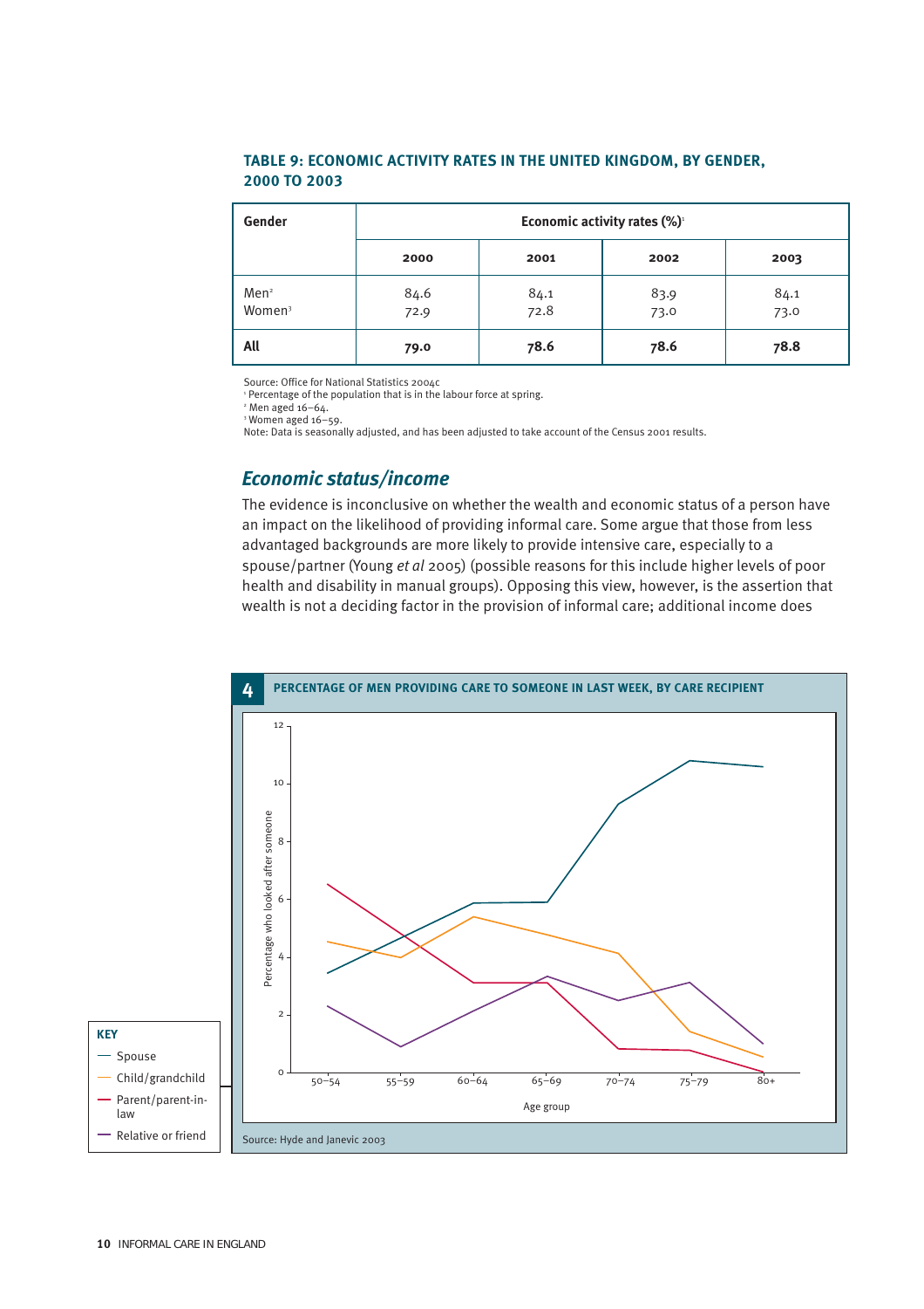**TABLE 9: ECONOMIC ACTIVITY RATES IN THE UNITED KINGDOM, BY GENDER, 2000 TO 2003**

| Gender | Economic activity rates (%)[1] | | | |
|---|---|---|---|---|
| | 2000 | 2001 | 2002 | 2003 |
| Men[2] | 84.6 | 84.1 | 83.9 | 84.1 |
| Women[3] | 72.9 | 72.8 | 73.0 | 73.0 |
| **All** | **79.0** | **78.6** | **78.6** | **78.8** |

Source: Office for National Statistics 2004c
[1] Percentage of the population that is in the labour force at spring.
[2] Men aged 16–64.
[3] Women aged 16–59.
Note: Data is seasonally adjusted, and has been adjusted to take account of the Census 2001 results.

## *Economic status/income*

The evidence is inconclusive on whether the wealth and economic status of a person have an impact on the likelihood of providing informal care. Some argue that those from less advantaged backgrounds are more likely to provide intensive care, especially to a spouse/partner (Young *et al* 2005) (possible reasons for this include higher levels of poor health and disability in manual groups). Opposing this view, however, is the assertion that wealth is not a deciding factor in the provision of informal care; additional income does

**4 PERCENTAGE OF MEN PROVIDING CARE TO SOMEONE IN LAST WEEK, BY CARE RECIPIENT**

KEY: Spouse; Child/grandchild; Parent/parent-in-law; Relative or friend

Source: Hyde and Janevic 2003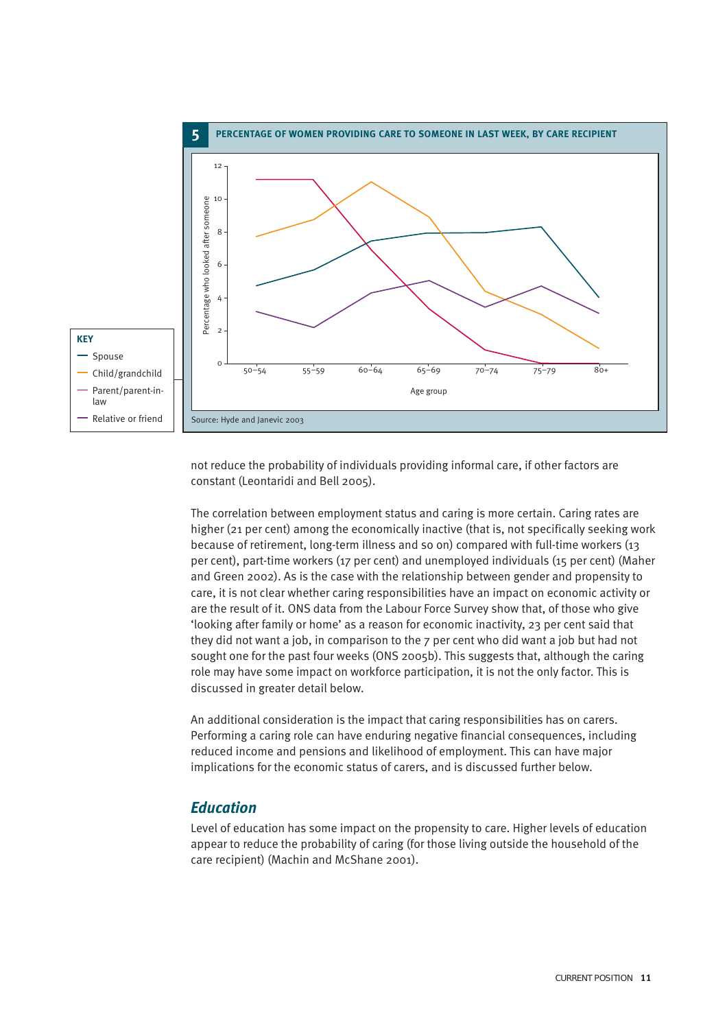**5 PERCENTAGE OF WOMEN PROVIDING CARE TO SOMEONE IN LAST WEEK, BY CARE RECIPIENT**

KEY
- Spouse
- Child/grandchild
- Parent/parent-in-law
- Relative or friend

Source: Hyde and Janevic 2003

not reduce the probability of individuals providing informal care, if other factors are constant (Leontaridi and Bell 2005).

The correlation between employment status and caring is more certain. Caring rates are higher (21 per cent) among the economically inactive (that is, not specifically seeking work because of retirement, long-term illness and so on) compared with full-time workers (13 per cent), part-time workers (17 per cent) and unemployed individuals (15 per cent) (Maher and Green 2002). As is the case with the relationship between gender and propensity to care, it is not clear whether caring responsibilities have an impact on economic activity or are the result of it. ONS data from the Labour Force Survey show that, of those who give 'looking after family or home' as a reason for economic inactivity, 23 per cent said that they did not want a job, in comparison to the 7 per cent who did want a job but had not sought one for the past four weeks (ONS 2005b). This suggests that, although the caring role may have some impact on workforce participation, it is not the only factor. This is discussed in greater detail below.

An additional consideration is the impact that caring responsibilities has on carers. Performing a caring role can have enduring negative financial consequences, including reduced income and pensions and likelihood of employment. This can have major implications for the economic status of carers, and is discussed further below.

## *Education*

Level of education has some impact on the propensity to care. Higher levels of education appear to reduce the probability of caring (for those living outside the household of the care recipient) (Machin and McShane 2001).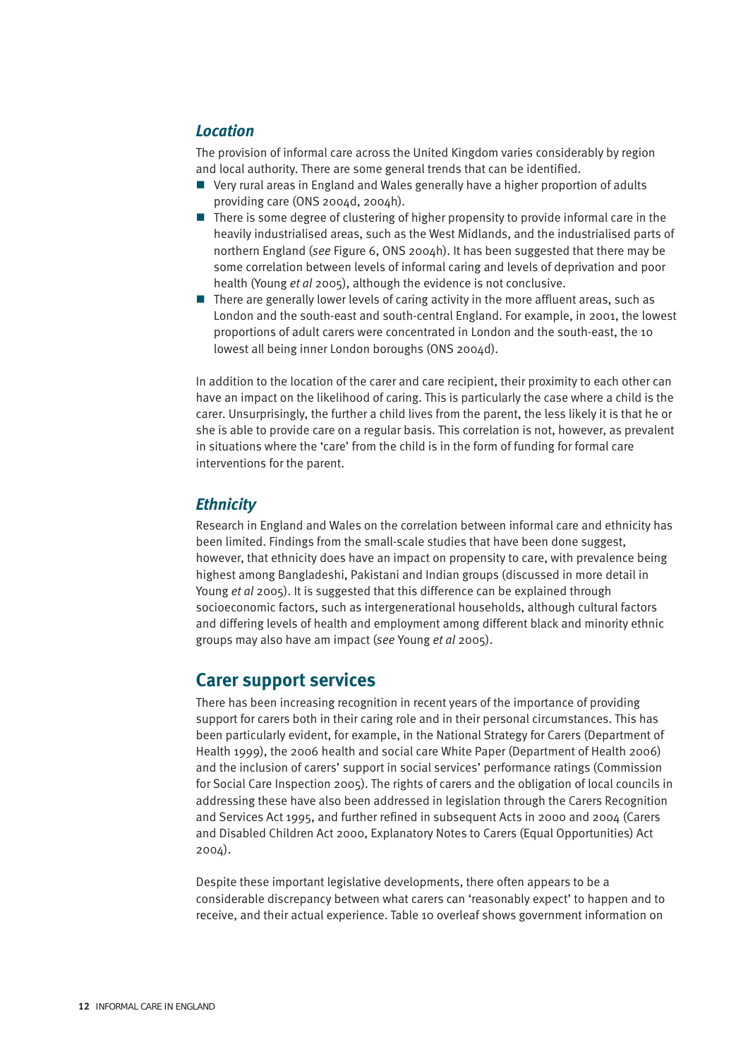### *Location*

The provision of informal care across the United Kingdom varies considerably by region and local authority. There are some general trends that can be identified.

- Very rural areas in England and Wales generally have a higher proportion of adults providing care (ONS 2004d, 2004h).
- There is some degree of clustering of higher propensity to provide informal care in the heavily industrialised areas, such as the West Midlands, and the industrialised parts of northern England (*see* Figure 6, ONS 2004h). It has been suggested that there may be some correlation between levels of informal caring and levels of deprivation and poor health (Young *et al* 2005), although the evidence is not conclusive.
- There are generally lower levels of caring activity in the more affluent areas, such as London and the south-east and south-central England. For example, in 2001, the lowest proportions of adult carers were concentrated in London and the south-east, the 10 lowest all being inner London boroughs (ONS 2004d).

In addition to the location of the carer and care recipient, their proximity to each other can have an impact on the likelihood of caring. This is particularly the case where a child is the carer. Unsurprisingly, the further a child lives from the parent, the less likely it is that he or she is able to provide care on a regular basis. This correlation is not, however, as prevalent in situations where the 'care' from the child is in the form of funding for formal care interventions for the parent.

### *Ethnicity*

Research in England and Wales on the correlation between informal care and ethnicity has been limited. Findings from the small-scale studies that have been done suggest, however, that ethnicity does have an impact on propensity to care, with prevalence being highest among Bangladeshi, Pakistani and Indian groups (discussed in more detail in Young *et al* 2005). It is suggested that this difference can be explained through socioeconomic factors, such as intergenerational households, although cultural factors and differing levels of health and employment among different black and minority ethnic groups may also have am impact (*see* Young *et al* 2005).

## Carer support services

There has been increasing recognition in recent years of the importance of providing support for carers both in their caring role and in their personal circumstances. This has been particularly evident, for example, in the National Strategy for Carers (Department of Health 1999), the 2006 health and social care White Paper (Department of Health 2006) and the inclusion of carers' support in social services' performance ratings (Commission for Social Care Inspection 2005). The rights of carers and the obligation of local councils in addressing these have also been addressed in legislation through the Carers Recognition and Services Act 1995, and further refined in subsequent Acts in 2000 and 2004 (Carers and Disabled Children Act 2000, Explanatory Notes to Carers (Equal Opportunities) Act 2004).

Despite these important legislative developments, there often appears to be a considerable discrepancy between what carers can 'reasonably expect' to happen and to receive, and their actual experience. Table 10 overleaf shows government information on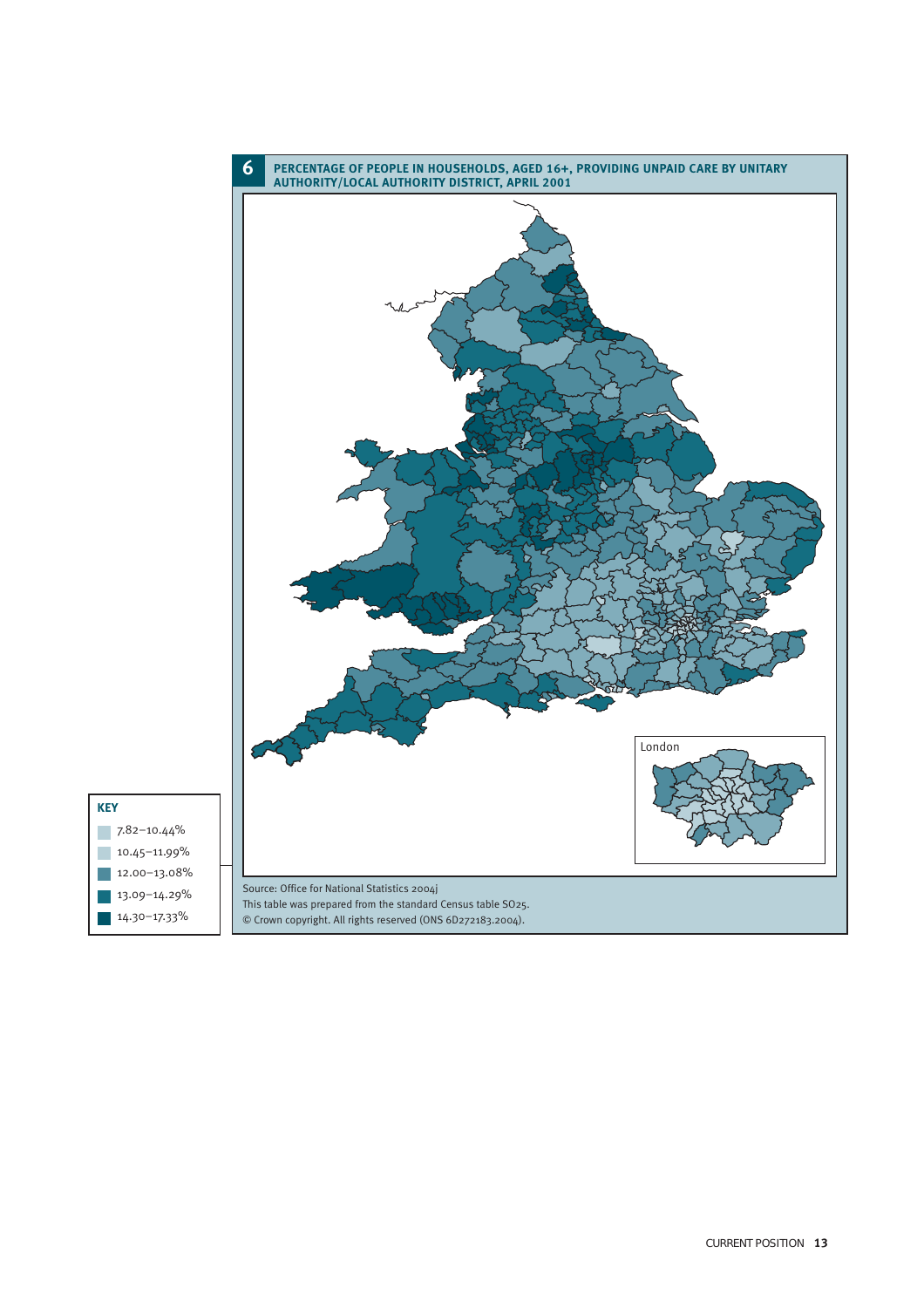## 6 PERCENTAGE OF PEOPLE IN HOUSEHOLDS, AGED 16+, PROVIDING UNPAID CARE BY UNITARY AUTHORITY/LOCAL AUTHORITY DISTRICT, APRIL 2001

London

**KEY**

- 7.82–10.44%
- 10.45–11.99%
- 12.00–13.08%
- 13.09–14.29%
- 14.30–17.33%

Source: Office for National Statistics 2004j
This table was prepared from the standard Census table SO25.
© Crown copyright. All rights reserved (ONS 6D272183.2004).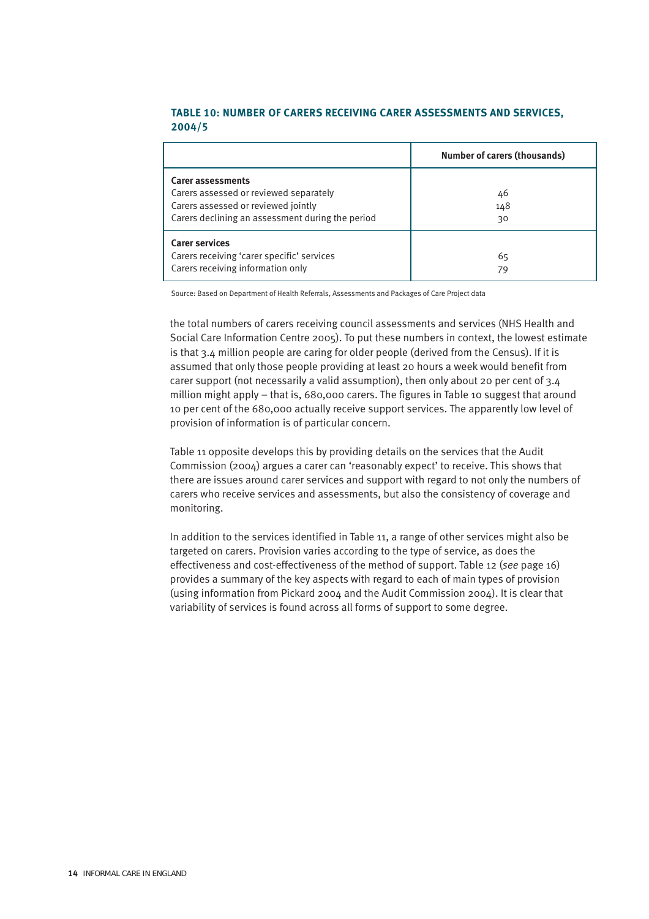**TABLE 10: NUMBER OF CARERS RECEIVING CARER ASSESSMENTS AND SERVICES, 2004/5**

| | Number of carers (thousands) |
|---|---|
| **Carer assessments** | |
| Carers assessed or reviewed separately | 46 |
| Carers assessed or reviewed jointly | 148 |
| Carers declining an assessment during the period | 30 |
| **Carer services** | |
| Carers receiving 'carer specific' services | 65 |
| Carers receiving information only | 79 |

Source: Based on Department of Health Referrals, Assessments and Packages of Care Project data

the total numbers of carers receiving council assessments and services (NHS Health and Social Care Information Centre 2005). To put these numbers in context, the lowest estimate is that 3.4 million people are caring for older people (derived from the Census). If it is assumed that only those people providing at least 20 hours a week would benefit from carer support (not necessarily a valid assumption), then only about 20 per cent of 3.4 million might apply – that is, 680,000 carers. The figures in Table 10 suggest that around 10 per cent of the 680,000 actually receive support services. The apparently low level of provision of information is of particular concern.

Table 11 opposite develops this by providing details on the services that the Audit Commission (2004) argues a carer can 'reasonably expect' to receive. This shows that there are issues around carer services and support with regard to not only the numbers of carers who receive services and assessments, but also the consistency of coverage and monitoring.

In addition to the services identified in Table 11, a range of other services might also be targeted on carers. Provision varies according to the type of service, as does the effectiveness and cost-effectiveness of the method of support. Table 12 (*see* page 16) provides a summary of the key aspects with regard to each of main types of provision (using information from Pickard 2004 and the Audit Commission 2004). It is clear that variability of services is found across all forms of support to some degree.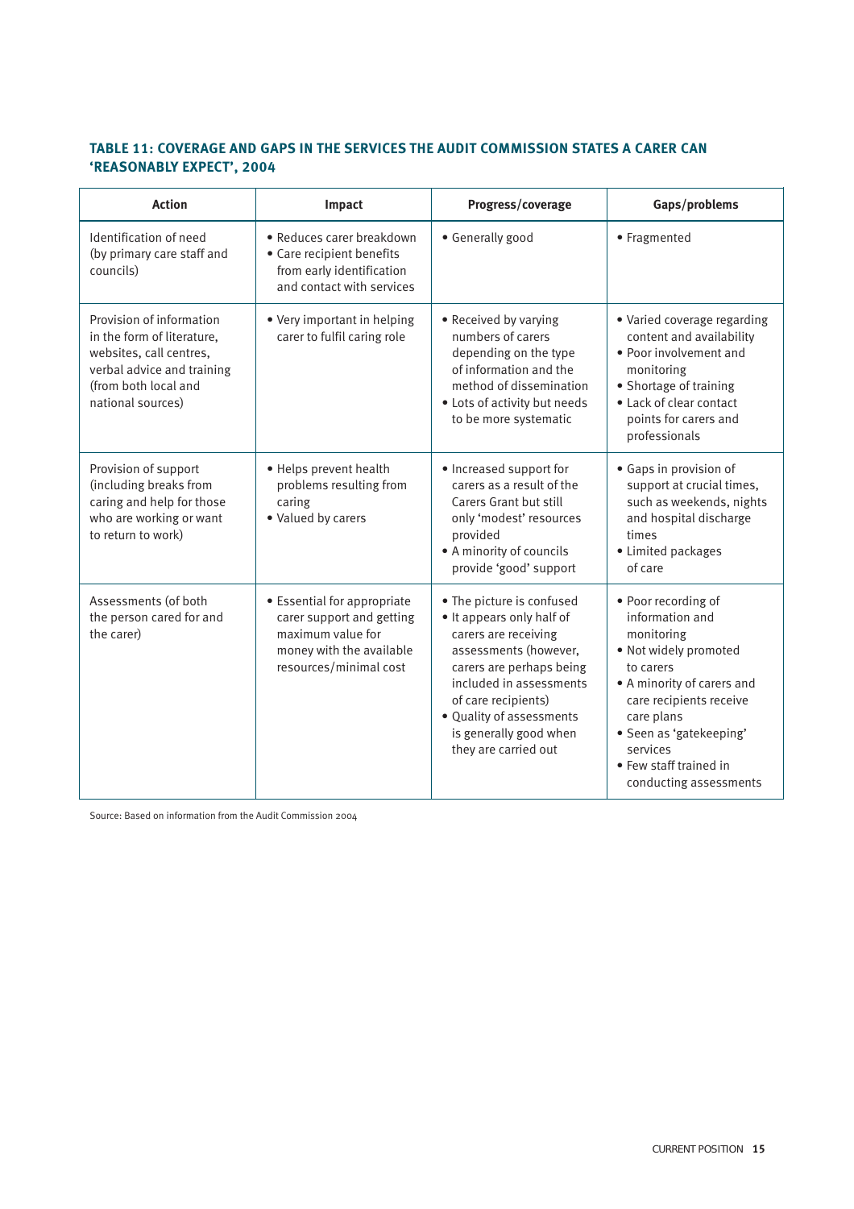### TABLE 11: COVERAGE AND GAPS IN THE SERVICES THE AUDIT COMMISSION STATES A CARER CAN 'REASONABLY EXPECT', 2004

| Action | Impact | Progress/coverage | Gaps/problems |
|---|---|---|---|
| Identification of need (by primary care staff and councils) | • Reduces carer breakdown<br>• Care recipient benefits from early identification and contact with services | • Generally good | • Fragmented |
| Provision of information in the form of literature, websites, call centres, verbal advice and training (from both local and national sources) | • Very important in helping carer to fulfil caring role | • Received by varying numbers of carers depending on the type of information and the method of dissemination<br>• Lots of activity but needs to be more systematic | • Varied coverage regarding content and availability<br>• Poor involvement and monitoring<br>• Shortage of training<br>• Lack of clear contact points for carers and professionals |
| Provision of support (including breaks from caring and help for those who are working or want to return to work) | • Helps prevent health problems resulting from caring<br>• Valued by carers | • Increased support for carers as a result of the Carers Grant but still only 'modest' resources provided<br>• A minority of councils provide 'good' support | • Gaps in provision of support at crucial times, such as weekends, nights and hospital discharge times<br>• Limited packages of care |
| Assessments (of both the person cared for and the carer) | • Essential for appropriate carer support and getting maximum value for money with the available resources/minimal cost | • The picture is confused<br>• It appears only half of carers are receiving assessments (however, carers are perhaps being included in assessments of care recipients)<br>• Quality of assessments is generally good when they are carried out | • Poor recording of information and monitoring<br>• Not widely promoted to carers<br>• A minority of carers and care recipients receive care plans<br>• Seen as 'gatekeeping' services<br>• Few staff trained in conducting assessments |

Source: Based on information from the Audit Commission 2004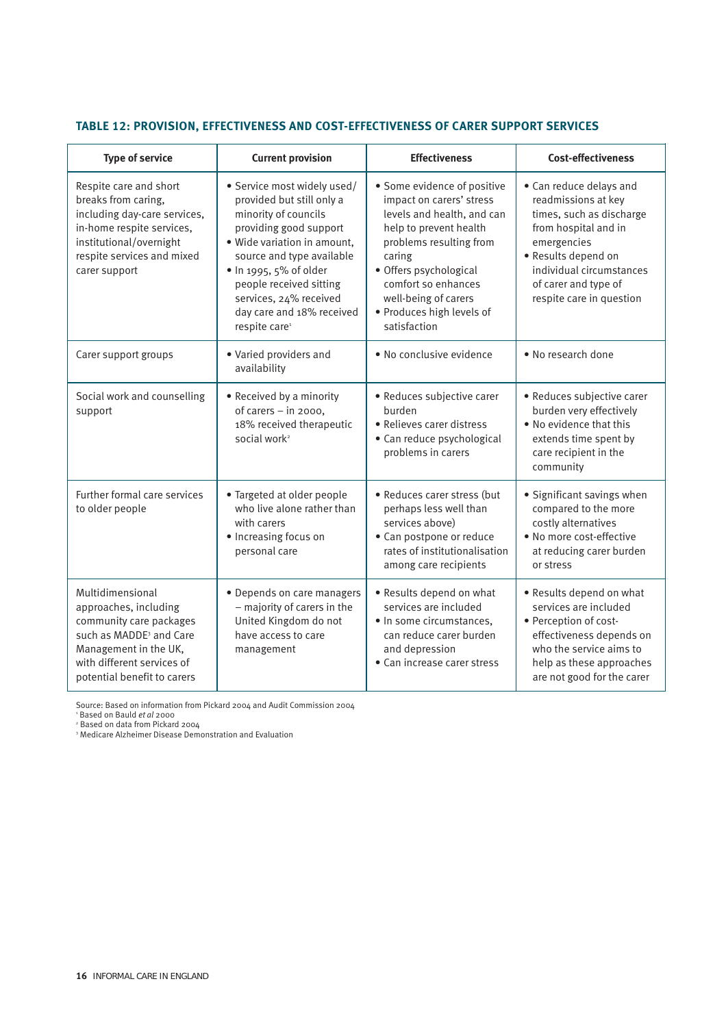### TABLE 12: PROVISION, EFFECTIVENESS AND COST-EFFECTIVENESS OF CARER SUPPORT SERVICES

| Type of service | Current provision | Effectiveness | Cost-effectiveness |
|---|---|---|---|
| Respite care and short breaks from caring, including day-care services, in-home respite services, institutional/overnight respite services and mixed carer support | • Service most widely used/ provided but still only a minority of councils providing good support<br>• Wide variation in amount, source and type available<br>• In 1995, 5% of older people received sitting services, 24% received day care and 18% received respite care[1] | • Some evidence of positive impact on carers' stress levels and health, and can help to prevent health problems resulting from caring<br>• Offers psychological comfort so enhances well-being of carers<br>• Produces high levels of satisfaction | • Can reduce delays and readmissions at key times, such as discharge from hospital and in emergencies<br>• Results depend on individual circumstances of carer and type of respite care in question |
| Carer support groups | • Varied providers and availability | • No conclusive evidence | • No research done |
| Social work and counselling support | • Received by a minority of carers – in 2000, 18% received therapeutic social work[2] | • Reduces subjective carer burden<br>• Relieves carer distress<br>• Can reduce psychological problems in carers | • Reduces subjective carer burden very effectively<br>• No evidence that this extends time spent by care recipient in the community |
| Further formal care services to older people | • Targeted at older people who live alone rather than with carers<br>• Increasing focus on personal care | • Reduces carer stress (but perhaps less well than services above)<br>• Can postpone or reduce rates of institutionalisation among care recipients | • Significant savings when compared to the more costly alternatives<br>• No more cost-effective at reducing carer burden or stress |
| Multidimensional approaches, including community care packages such as MADDE[3] and Care Management in the UK, with different services of potential benefit to carers | • Depends on care managers – majority of carers in the United Kingdom do not have access to care management | • Results depend on what services are included<br>• In some circumstances, can reduce carer burden and depression<br>• Can increase carer stress | • Results depend on what services are included<br>• Perception of cost-effectiveness depends on who the service aims to help as these approaches are not good for the carer |

Source: Based on information from Pickard 2004 and Audit Commission 2004
[1] Based on Bauld *et al* 2000
[2] Based on data from Pickard 2004
[3] Medicare Alzheimer Disease Demonstration and Evaluation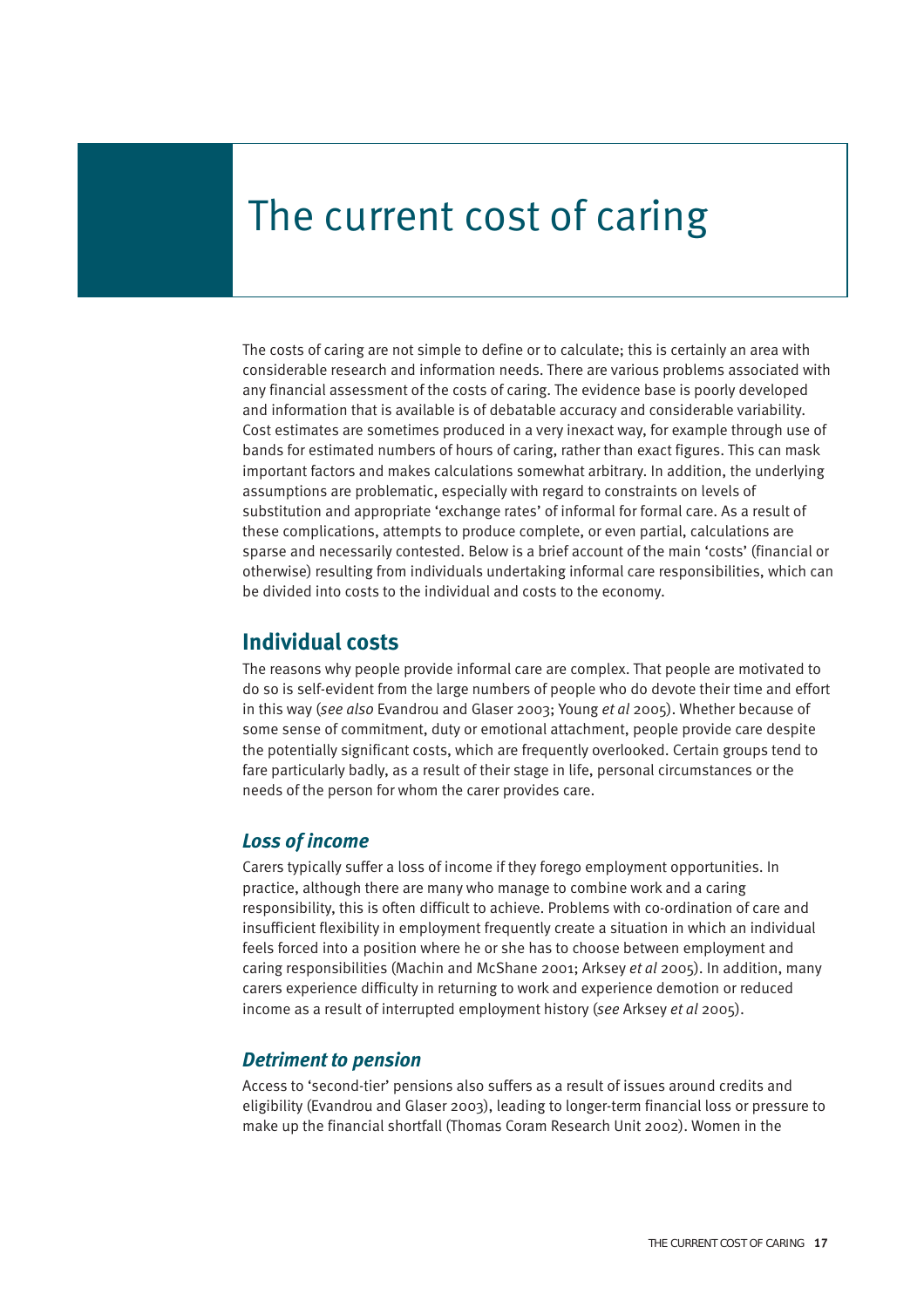# The current cost of caring

The costs of caring are not simple to define or to calculate; this is certainly an area with considerable research and information needs. There are various problems associated with any financial assessment of the costs of caring. The evidence base is poorly developed and information that is available is of debatable accuracy and considerable variability. Cost estimates are sometimes produced in a very inexact way, for example through use of bands for estimated numbers of hours of caring, rather than exact figures. This can mask important factors and makes calculations somewhat arbitrary. In addition, the underlying assumptions are problematic, especially with regard to constraints on levels of substitution and appropriate 'exchange rates' of informal for formal care. As a result of these complications, attempts to produce complete, or even partial, calculations are sparse and necessarily contested. Below is a brief account of the main 'costs' (financial or otherwise) resulting from individuals undertaking informal care responsibilities, which can be divided into costs to the individual and costs to the economy.

## Individual costs

The reasons why people provide informal care are complex. That people are motivated to do so is self-evident from the large numbers of people who do devote their time and effort in this way (*see also* Evandrou and Glaser 2003; Young *et al* 2005). Whether because of some sense of commitment, duty or emotional attachment, people provide care despite the potentially significant costs, which are frequently overlooked. Certain groups tend to fare particularly badly, as a result of their stage in life, personal circumstances or the needs of the person for whom the carer provides care.

### *Loss of income*

Carers typically suffer a loss of income if they forego employment opportunities. In practice, although there are many who manage to combine work and a caring responsibility, this is often difficult to achieve. Problems with co-ordination of care and insufficient flexibility in employment frequently create a situation in which an individual feels forced into a position where he or she has to choose between employment and caring responsibilities (Machin and McShane 2001; Arksey *et al* 2005). In addition, many carers experience difficulty in returning to work and experience demotion or reduced income as a result of interrupted employment history (*see* Arksey *et al* 2005).

### *Detriment to pension*

Access to 'second-tier' pensions also suffers as a result of issues around credits and eligibility (Evandrou and Glaser 2003), leading to longer-term financial loss or pressure to make up the financial shortfall (Thomas Coram Research Unit 2002). Women in the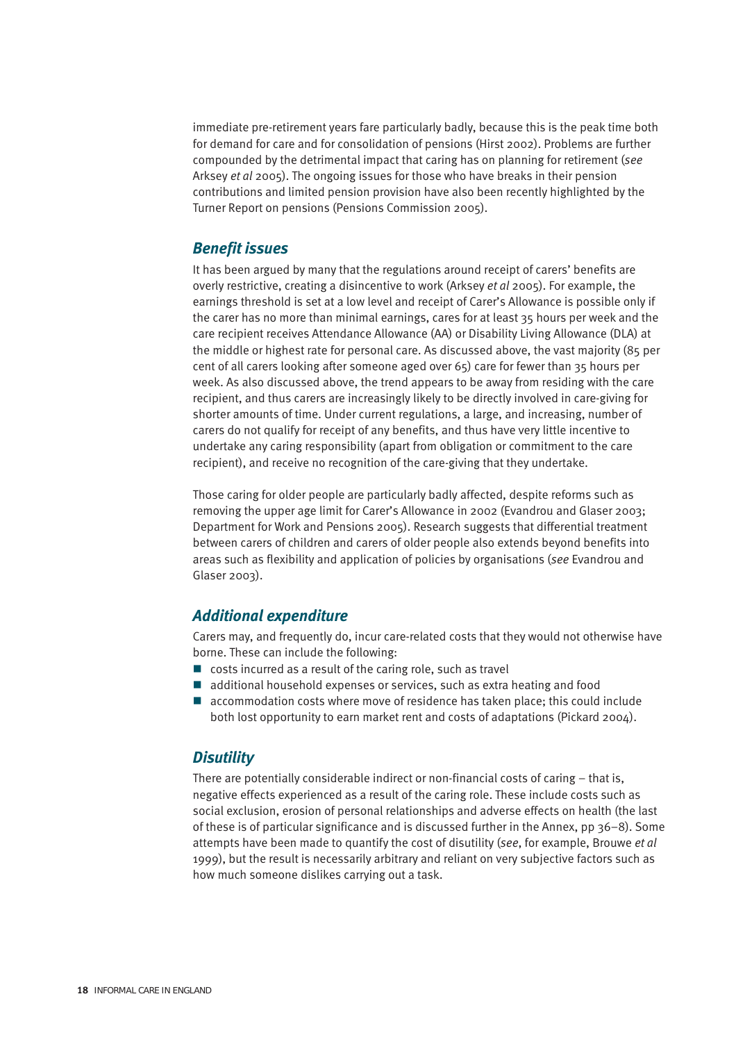immediate pre-retirement years fare particularly badly, because this is the peak time both for demand for care and for consolidation of pensions (Hirst 2002). Problems are further compounded by the detrimental impact that caring has on planning for retirement (*see* Arksey *et al* 2005). The ongoing issues for those who have breaks in their pension contributions and limited pension provision have also been recently highlighted by the Turner Report on pensions (Pensions Commission 2005).

## *Benefit issues*

It has been argued by many that the regulations around receipt of carers' benefits are overly restrictive, creating a disincentive to work (Arksey *et al* 2005). For example, the earnings threshold is set at a low level and receipt of Carer's Allowance is possible only if the carer has no more than minimal earnings, cares for at least 35 hours per week and the care recipient receives Attendance Allowance (AA) or Disability Living Allowance (DLA) at the middle or highest rate for personal care. As discussed above, the vast majority (85 per cent of all carers looking after someone aged over 65) care for fewer than 35 hours per week. As also discussed above, the trend appears to be away from residing with the care recipient, and thus carers are increasingly likely to be directly involved in care-giving for shorter amounts of time. Under current regulations, a large, and increasing, number of carers do not qualify for receipt of any benefits, and thus have very little incentive to undertake any caring responsibility (apart from obligation or commitment to the care recipient), and receive no recognition of the care-giving that they undertake.

Those caring for older people are particularly badly affected, despite reforms such as removing the upper age limit for Carer's Allowance in 2002 (Evandrou and Glaser 2003; Department for Work and Pensions 2005). Research suggests that differential treatment between carers of children and carers of older people also extends beyond benefits into areas such as flexibility and application of policies by organisations (*see* Evandrou and Glaser 2003).

## *Additional expenditure*

Carers may, and frequently do, incur care-related costs that they would not otherwise have borne. These can include the following:

- costs incurred as a result of the caring role, such as travel
- additional household expenses or services, such as extra heating and food
- accommodation costs where move of residence has taken place; this could include both lost opportunity to earn market rent and costs of adaptations (Pickard 2004).

## *Disutility*

There are potentially considerable indirect or non-financial costs of caring – that is, negative effects experienced as a result of the caring role. These include costs such as social exclusion, erosion of personal relationships and adverse effects on health (the last of these is of particular significance and is discussed further in the Annex, pp 36–8). Some attempts have been made to quantify the cost of disutility (*see*, for example, Brouwe *et al* 1999), but the result is necessarily arbitrary and reliant on very subjective factors such as how much someone dislikes carrying out a task.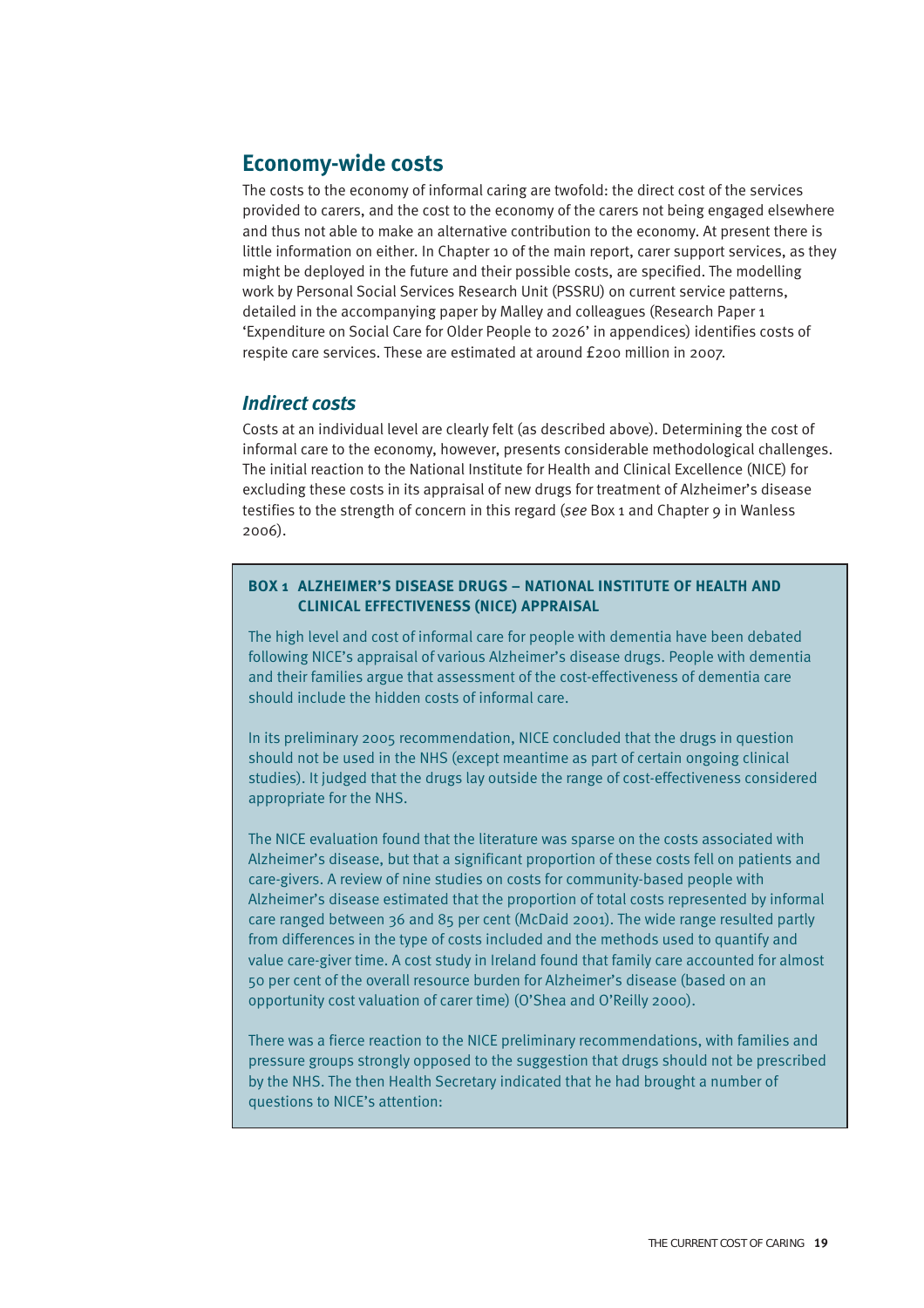## Economy-wide costs

The costs to the economy of informal caring are twofold: the direct cost of the services provided to carers, and the cost to the economy of the carers not being engaged elsewhere and thus not able to make an alternative contribution to the economy. At present there is little information on either. In Chapter 10 of the main report, carer support services, as they might be deployed in the future and their possible costs, are specified. The modelling work by Personal Social Services Research Unit (PSSRU) on current service patterns, detailed in the accompanying paper by Malley and colleagues (Research Paper 1 'Expenditure on Social Care for Older People to 2026' in appendices) identifies costs of respite care services. These are estimated at around £200 million in 2007.

### *Indirect costs*

Costs at an individual level are clearly felt (as described above). Determining the cost of informal care to the economy, however, presents considerable methodological challenges. The initial reaction to the National Institute for Health and Clinical Excellence (NICE) for excluding these costs in its appraisal of new drugs for treatment of Alzheimer's disease testifies to the strength of concern in this regard (*see* Box 1 and Chapter 9 in Wanless 2006).

**BOX 1 ALZHEIMER'S DISEASE DRUGS – NATIONAL INSTITUTE OF HEALTH AND CLINICAL EFFECTIVENESS (NICE) APPRAISAL**

The high level and cost of informal care for people with dementia have been debated following NICE's appraisal of various Alzheimer's disease drugs. People with dementia and their families argue that assessment of the cost-effectiveness of dementia care should include the hidden costs of informal care.

In its preliminary 2005 recommendation, NICE concluded that the drugs in question should not be used in the NHS (except meantime as part of certain ongoing clinical studies). It judged that the drugs lay outside the range of cost-effectiveness considered appropriate for the NHS.

The NICE evaluation found that the literature was sparse on the costs associated with Alzheimer's disease, but that a significant proportion of these costs fell on patients and care-givers. A review of nine studies on costs for community-based people with Alzheimer's disease estimated that the proportion of total costs represented by informal care ranged between 36 and 85 per cent (McDaid 2001). The wide range resulted partly from differences in the type of costs included and the methods used to quantify and value care-giver time. A cost study in Ireland found that family care accounted for almost 50 per cent of the overall resource burden for Alzheimer's disease (based on an opportunity cost valuation of carer time) (O'Shea and O'Reilly 2000).

There was a fierce reaction to the NICE preliminary recommendations, with families and pressure groups strongly opposed to the suggestion that drugs should not be prescribed by the NHS. The then Health Secretary indicated that he had brought a number of questions to NICE's attention: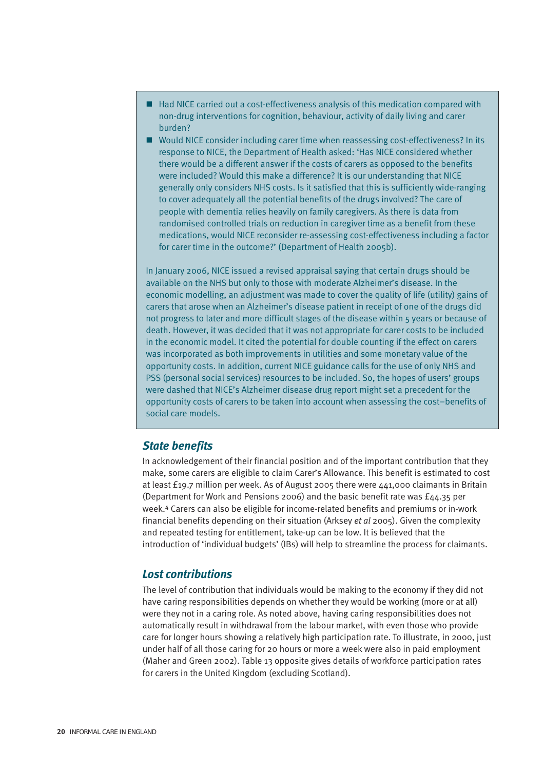- Had NICE carried out a cost-effectiveness analysis of this medication compared with non-drug interventions for cognition, behaviour, activity of daily living and carer burden?
- Would NICE consider including carer time when reassessing cost-effectiveness? In its response to NICE, the Department of Health asked: 'Has NICE considered whether there would be a different answer if the costs of carers as opposed to the benefits were included? Would this make a difference? It is our understanding that NICE generally only considers NHS costs. Is it satisfied that this is sufficiently wide-ranging to cover adequately all the potential benefits of the drugs involved? The care of people with dementia relies heavily on family caregivers. As there is data from randomised controlled trials on reduction in caregiver time as a benefit from these medications, would NICE reconsider re-assessing cost-effectiveness including a factor for carer time in the outcome?' (Department of Health 2005b).

In January 2006, NICE issued a revised appraisal saying that certain drugs should be available on the NHS but only to those with moderate Alzheimer's disease. In the economic modelling, an adjustment was made to cover the quality of life (utility) gains of carers that arose when an Alzheimer's disease patient in receipt of one of the drugs did not progress to later and more difficult stages of the disease within 5 years or because of death. However, it was decided that it was not appropriate for carer costs to be included in the economic model. It cited the potential for double counting if the effect on carers was incorporated as both improvements in utilities and some monetary value of the opportunity costs. In addition, current NICE guidance calls for the use of only NHS and PSS (personal social services) resources to be included. So, the hopes of users' groups were dashed that NICE's Alzheimer disease drug report might set a precedent for the opportunity costs of carers to be taken into account when assessing the cost–benefits of social care models.

### State benefits

In acknowledgement of their financial position and of the important contribution that they make, some carers are eligible to claim Carer's Allowance. This benefit is estimated to cost at least £19.7 million per week. As of August 2005 there were 441,000 claimants in Britain (Department for Work and Pensions 2006) and the basic benefit rate was £44.35 per week.[4] Carers can also be eligible for income-related benefits and premiums or in-work financial benefits depending on their situation (Arksey *et al* 2005). Given the complexity and repeated testing for entitlement, take-up can be low. It is believed that the introduction of 'individual budgets' (IBs) will help to streamline the process for claimants.

### Lost contributions

The level of contribution that individuals would be making to the economy if they did not have caring responsibilities depends on whether they would be working (more or at all) were they not in a caring role. As noted above, having caring responsibilities does not automatically result in withdrawal from the labour market, with even those who provide care for longer hours showing a relatively high participation rate. To illustrate, in 2000, just under half of all those caring for 20 hours or more a week were also in paid employment (Maher and Green 2002). Table 13 opposite gives details of workforce participation rates for carers in the United Kingdom (excluding Scotland).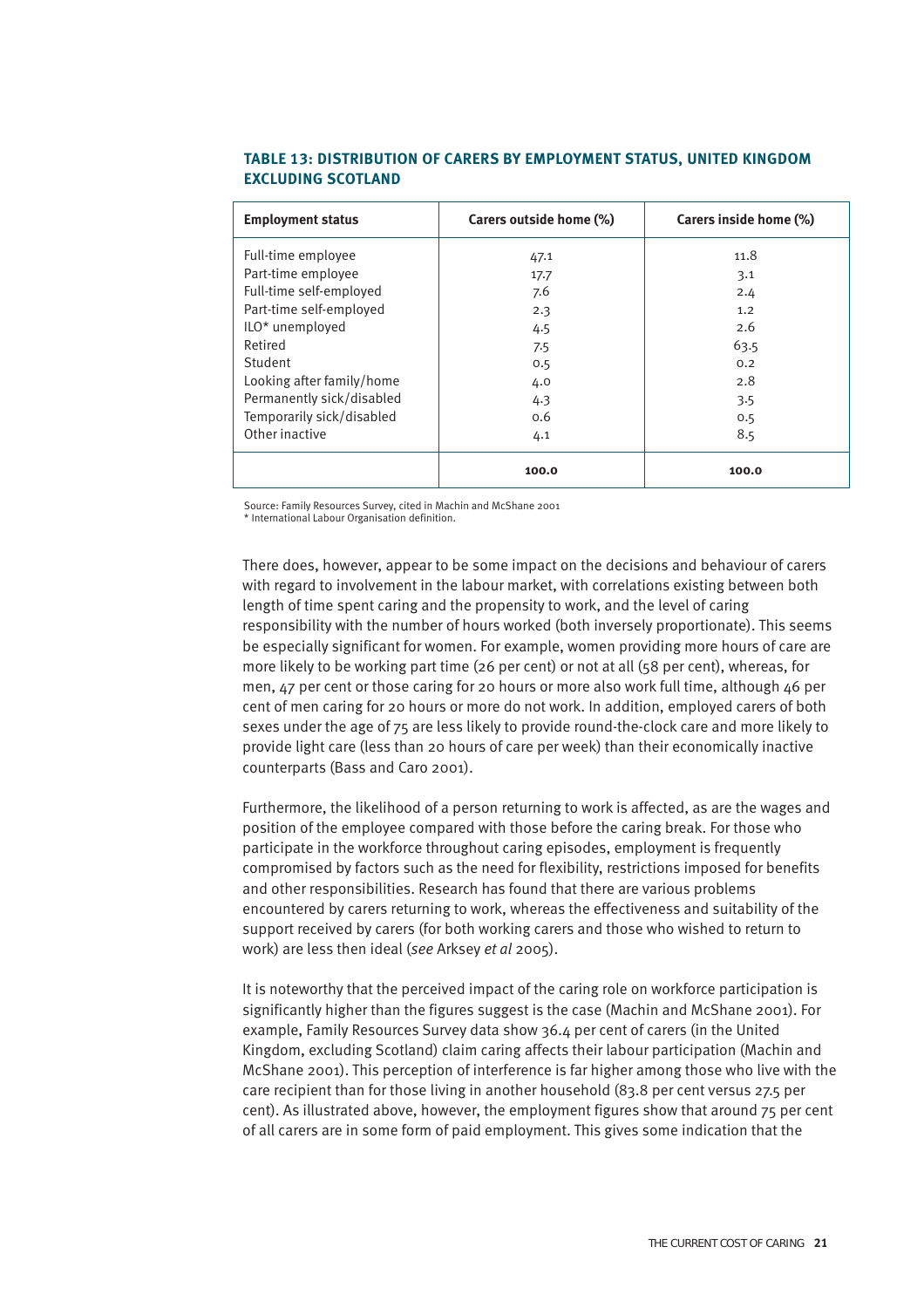### TABLE 13: DISTRIBUTION OF CARERS BY EMPLOYMENT STATUS, UNITED KINGDOM EXCLUDING SCOTLAND

| Employment status | Carers outside home (%) | Carers inside home (%) |
|---|---|---|
| Full-time employee | 47.1 | 11.8 |
| Part-time employee | 17.7 | 3.1 |
| Full-time self-employed | 7.6 | 2.4 |
| Part-time self-employed | 2.3 | 1.2 |
| ILO* unemployed | 4.5 | 2.6 |
| Retired | 7.5 | 63.5 |
| Student | 0.5 | 0.2 |
| Looking after family/home | 4.0 | 2.8 |
| Permanently sick/disabled | 4.3 | 3.5 |
| Temporarily sick/disabled | 0.6 | 0.5 |
| Other inactive | 4.1 | 8.5 |
| | **100.0** | **100.0** |

Source: Family Resources Survey, cited in Machin and McShane 2001
* International Labour Organisation definition.

There does, however, appear to be some impact on the decisions and behaviour of carers with regard to involvement in the labour market, with correlations existing between both length of time spent caring and the propensity to work, and the level of caring responsibility with the number of hours worked (both inversely proportionate). This seems be especially significant for women. For example, women providing more hours of care are more likely to be working part time (26 per cent) or not at all (58 per cent), whereas, for men, 47 per cent or those caring for 20 hours or more also work full time, although 46 per cent of men caring for 20 hours or more do not work. In addition, employed carers of both sexes under the age of 75 are less likely to provide round-the-clock care and more likely to provide light care (less than 20 hours of care per week) than their economically inactive counterparts (Bass and Caro 2001).

Furthermore, the likelihood of a person returning to work is affected, as are the wages and position of the employee compared with those before the caring break. For those who participate in the workforce throughout caring episodes, employment is frequently compromised by factors such as the need for flexibility, restrictions imposed for benefits and other responsibilities. Research has found that there are various problems encountered by carers returning to work, whereas the effectiveness and suitability of the support received by carers (for both working carers and those who wished to return to work) are less then ideal (*see* Arksey *et al* 2005).

It is noteworthy that the perceived impact of the caring role on workforce participation is significantly higher than the figures suggest is the case (Machin and McShane 2001). For example, Family Resources Survey data show 36.4 per cent of carers (in the United Kingdom, excluding Scotland) claim caring affects their labour participation (Machin and McShane 2001). This perception of interference is far higher among those who live with the care recipient than for those living in another household (83.8 per cent versus 27.5 per cent). As illustrated above, however, the employment figures show that around 75 per cent of all carers are in some form of paid employment. This gives some indication that the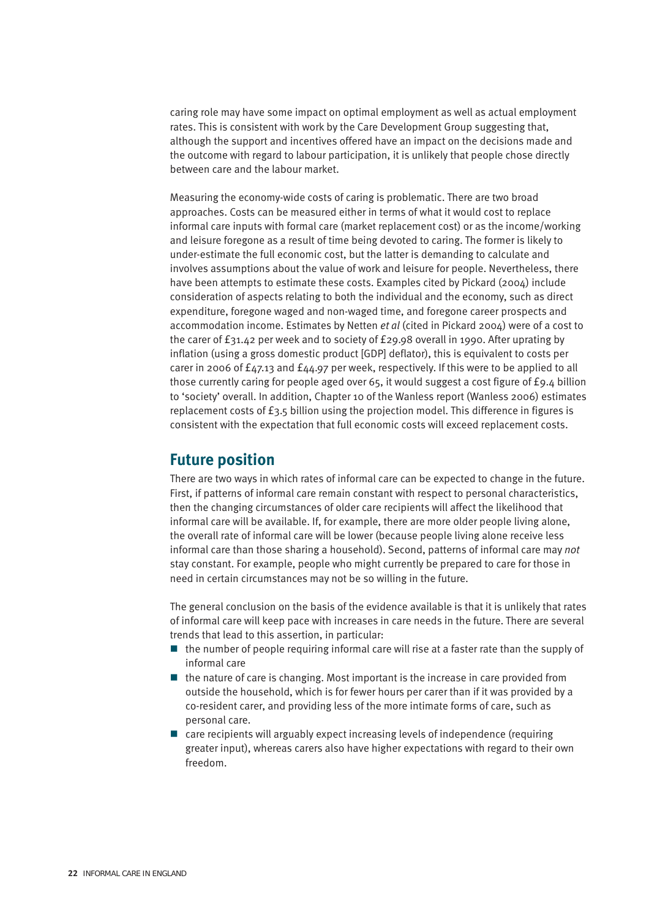caring role may have some impact on optimal employment as well as actual employment rates. This is consistent with work by the Care Development Group suggesting that, although the support and incentives offered have an impact on the decisions made and the outcome with regard to labour participation, it is unlikely that people chose directly between care and the labour market.

Measuring the economy-wide costs of caring is problematic. There are two broad approaches. Costs can be measured either in terms of what it would cost to replace informal care inputs with formal care (market replacement cost) or as the income/working and leisure foregone as a result of time being devoted to caring. The former is likely to under-estimate the full economic cost, but the latter is demanding to calculate and involves assumptions about the value of work and leisure for people. Nevertheless, there have been attempts to estimate these costs. Examples cited by Pickard (2004) include consideration of aspects relating to both the individual and the economy, such as direct expenditure, foregone waged and non-waged time, and foregone career prospects and accommodation income. Estimates by Netten *et al* (cited in Pickard 2004) were of a cost to the carer of £31.42 per week and to society of £29.98 overall in 1990. After uprating by inflation (using a gross domestic product [GDP] deflator), this is equivalent to costs per carer in 2006 of £47.13 and £44.97 per week, respectively. If this were to be applied to all those currently caring for people aged over 65, it would suggest a cost figure of £9.4 billion to 'society' overall. In addition, Chapter 10 of the Wanless report (Wanless 2006) estimates replacement costs of £3.5 billion using the projection model. This difference in figures is consistent with the expectation that full economic costs will exceed replacement costs.

## Future position

There are two ways in which rates of informal care can be expected to change in the future. First, if patterns of informal care remain constant with respect to personal characteristics, then the changing circumstances of older care recipients will affect the likelihood that informal care will be available. If, for example, there are more older people living alone, the overall rate of informal care will be lower (because people living alone receive less informal care than those sharing a household). Second, patterns of informal care may *not* stay constant. For example, people who might currently be prepared to care for those in need in certain circumstances may not be so willing in the future.

The general conclusion on the basis of the evidence available is that it is unlikely that rates of informal care will keep pace with increases in care needs in the future. There are several trends that lead to this assertion, in particular:

- the number of people requiring informal care will rise at a faster rate than the supply of informal care
- the nature of care is changing. Most important is the increase in care provided from outside the household, which is for fewer hours per carer than if it was provided by a co-resident carer, and providing less of the more intimate forms of care, such as personal care.
- care recipients will arguably expect increasing levels of independence (requiring greater input), whereas carers also have higher expectations with regard to their own freedom.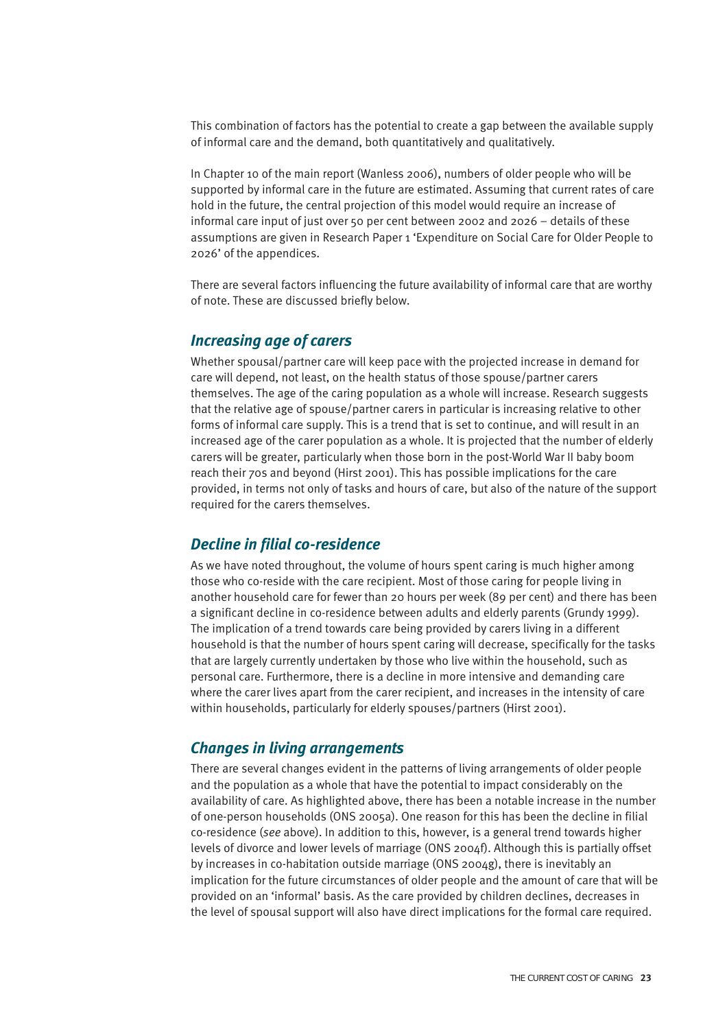This combination of factors has the potential to create a gap between the available supply of informal care and the demand, both quantitatively and qualitatively.

In Chapter 10 of the main report (Wanless 2006), numbers of older people who will be supported by informal care in the future are estimated. Assuming that current rates of care hold in the future, the central projection of this model would require an increase of informal care input of just over 50 per cent between 2002 and 2026 – details of these assumptions are given in Research Paper 1 'Expenditure on Social Care for Older People to 2026' of the appendices.

There are several factors influencing the future availability of informal care that are worthy of note. These are discussed briefly below.

### *Increasing age of carers*

Whether spousal/partner care will keep pace with the projected increase in demand for care will depend, not least, on the health status of those spouse/partner carers themselves. The age of the caring population as a whole will increase. Research suggests that the relative age of spouse/partner carers in particular is increasing relative to other forms of informal care supply. This is a trend that is set to continue, and will result in an increased age of the carer population as a whole. It is projected that the number of elderly carers will be greater, particularly when those born in the post-World War II baby boom reach their 70s and beyond (Hirst 2001). This has possible implications for the care provided, in terms not only of tasks and hours of care, but also of the nature of the support required for the carers themselves.

### *Decline in filial co-residence*

As we have noted throughout, the volume of hours spent caring is much higher among those who co-reside with the care recipient. Most of those caring for people living in another household care for fewer than 20 hours per week (89 per cent) and there has been a significant decline in co-residence between adults and elderly parents (Grundy 1999). The implication of a trend towards care being provided by carers living in a different household is that the number of hours spent caring will decrease, specifically for the tasks that are largely currently undertaken by those who live within the household, such as personal care. Furthermore, there is a decline in more intensive and demanding care where the carer lives apart from the carer recipient, and increases in the intensity of care within households, particularly for elderly spouses/partners (Hirst 2001).

### *Changes in living arrangements*

There are several changes evident in the patterns of living arrangements of older people and the population as a whole that have the potential to impact considerably on the availability of care. As highlighted above, there has been a notable increase in the number of one-person households (ONS 2005a). One reason for this has been the decline in filial co-residence (*see* above). In addition to this, however, is a general trend towards higher levels of divorce and lower levels of marriage (ONS 2004f). Although this is partially offset by increases in co-habitation outside marriage (ONS 2004g), there is inevitably an implication for the future circumstances of older people and the amount of care that will be provided on an 'informal' basis. As the care provided by children declines, decreases in the level of spousal support will also have direct implications for the formal care required.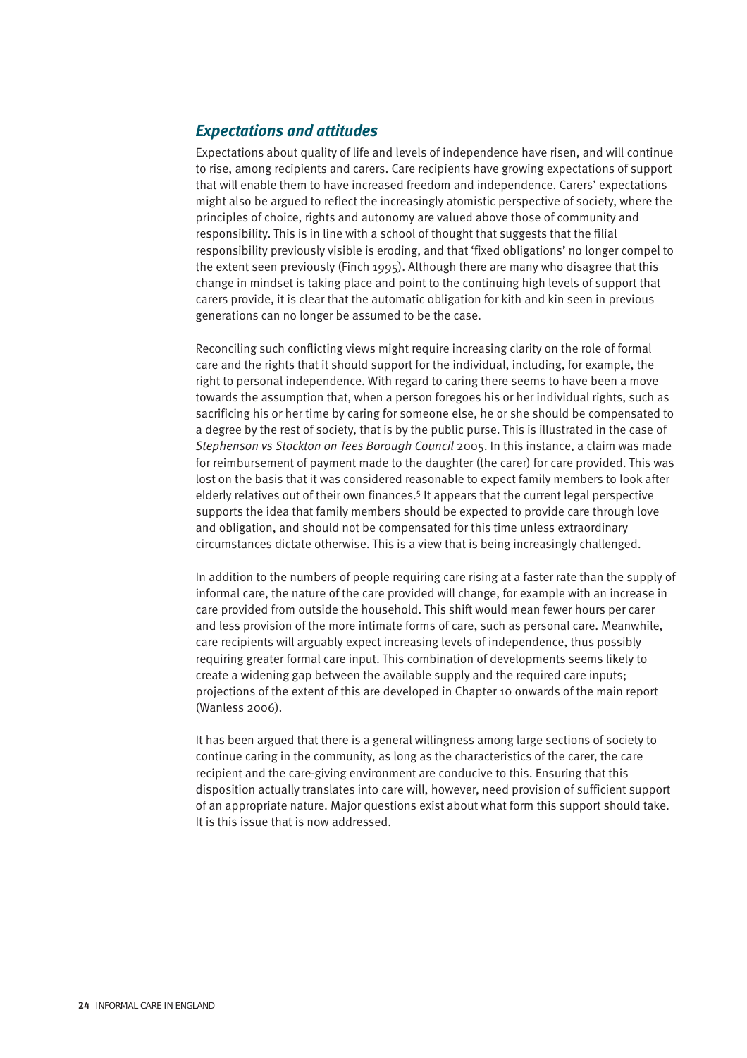## *Expectations and attitudes*

Expectations about quality of life and levels of independence have risen, and will continue to rise, among recipients and carers. Care recipients have growing expectations of support that will enable them to have increased freedom and independence. Carers' expectations might also be argued to reflect the increasingly atomistic perspective of society, where the principles of choice, rights and autonomy are valued above those of community and responsibility. This is in line with a school of thought that suggests that the filial responsibility previously visible is eroding, and that 'fixed obligations' no longer compel to the extent seen previously (Finch 1995). Although there are many who disagree that this change in mindset is taking place and point to the continuing high levels of support that carers provide, it is clear that the automatic obligation for kith and kin seen in previous generations can no longer be assumed to be the case.

Reconciling such conflicting views might require increasing clarity on the role of formal care and the rights that it should support for the individual, including, for example, the right to personal independence. With regard to caring there seems to have been a move towards the assumption that, when a person foregoes his or her individual rights, such as sacrificing his or her time by caring for someone else, he or she should be compensated to a degree by the rest of society, that is by the public purse. This is illustrated in the case of *Stephenson vs Stockton on Tees Borough Council* 2005. In this instance, a claim was made for reimbursement of payment made to the daughter (the carer) for care provided. This was lost on the basis that it was considered reasonable to expect family members to look after elderly relatives out of their own finances.[5] It appears that the current legal perspective supports the idea that family members should be expected to provide care through love and obligation, and should not be compensated for this time unless extraordinary circumstances dictate otherwise. This is a view that is being increasingly challenged.

In addition to the numbers of people requiring care rising at a faster rate than the supply of informal care, the nature of the care provided will change, for example with an increase in care provided from outside the household. This shift would mean fewer hours per carer and less provision of the more intimate forms of care, such as personal care. Meanwhile, care recipients will arguably expect increasing levels of independence, thus possibly requiring greater formal care input. This combination of developments seems likely to create a widening gap between the available supply and the required care inputs; projections of the extent of this are developed in Chapter 10 onwards of the main report (Wanless 2006).

It has been argued that there is a general willingness among large sections of society to continue caring in the community, as long as the characteristics of the carer, the care recipient and the care-giving environment are conducive to this. Ensuring that this disposition actually translates into care will, however, need provision of sufficient support of an appropriate nature. Major questions exist about what form this support should take. It is this issue that is now addressed.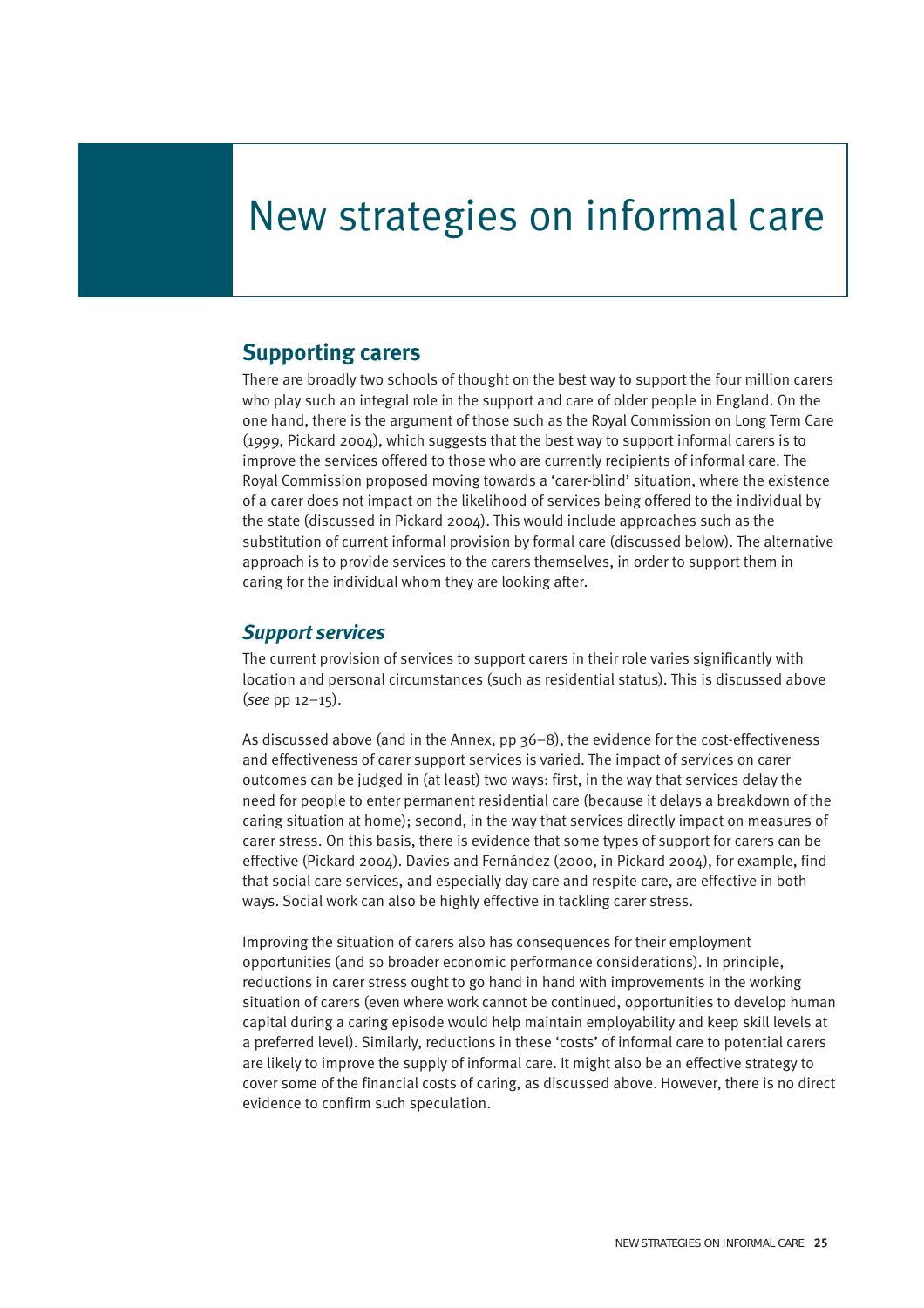# New strategies on informal care

## Supporting carers

There are broadly two schools of thought on the best way to support the four million carers who play such an integral role in the support and care of older people in England. On the one hand, there is the argument of those such as the Royal Commission on Long Term Care (1999, Pickard 2004), which suggests that the best way to support informal carers is to improve the services offered to those who are currently recipients of informal care. The Royal Commission proposed moving towards a 'carer-blind' situation, where the existence of a carer does not impact on the likelihood of services being offered to the individual by the state (discussed in Pickard 2004). This would include approaches such as the substitution of current informal provision by formal care (discussed below). The alternative approach is to provide services to the carers themselves, in order to support them in caring for the individual whom they are looking after.

### *Support services*

The current provision of services to support carers in their role varies significantly with location and personal circumstances (such as residential status). This is discussed above (*see* pp 12–15).

As discussed above (and in the Annex, pp 36–8), the evidence for the cost-effectiveness and effectiveness of carer support services is varied. The impact of services on carer outcomes can be judged in (at least) two ways: first, in the way that services delay the need for people to enter permanent residential care (because it delays a breakdown of the caring situation at home); second, in the way that services directly impact on measures of carer stress. On this basis, there is evidence that some types of support for carers can be effective (Pickard 2004). Davies and Fernández (2000, in Pickard 2004), for example, find that social care services, and especially day care and respite care, are effective in both ways. Social work can also be highly effective in tackling carer stress.

Improving the situation of carers also has consequences for their employment opportunities (and so broader economic performance considerations). In principle, reductions in carer stress ought to go hand in hand with improvements in the working situation of carers (even where work cannot be continued, opportunities to develop human capital during a caring episode would help maintain employability and keep skill levels at a preferred level). Similarly, reductions in these 'costs' of informal care to potential carers are likely to improve the supply of informal care. It might also be an effective strategy to cover some of the financial costs of caring, as discussed above. However, there is no direct evidence to confirm such speculation.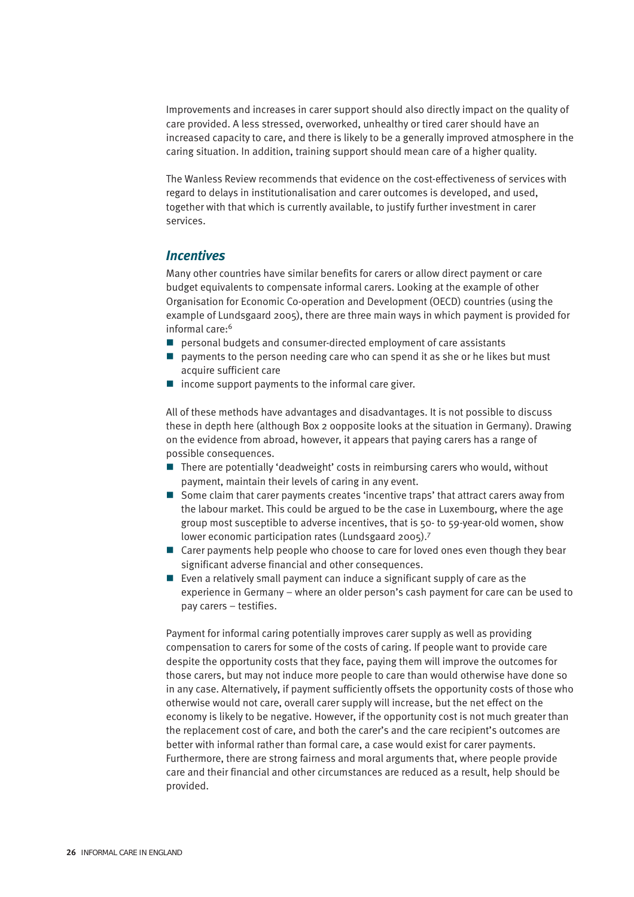Improvements and increases in carer support should also directly impact on the quality of care provided. A less stressed, overworked, unhealthy or tired carer should have an increased capacity to care, and there is likely to be a generally improved atmosphere in the caring situation. In addition, training support should mean care of a higher quality.

The Wanless Review recommends that evidence on the cost-effectiveness of services with regard to delays in institutionalisation and carer outcomes is developed, and used, together with that which is currently available, to justify further investment in carer services.

## *Incentives*

Many other countries have similar benefits for carers or allow direct payment or care budget equivalents to compensate informal carers. Looking at the example of other Organisation for Economic Co-operation and Development (OECD) countries (using the example of Lundsgaard 2005), there are three main ways in which payment is provided for informal care:[6]

- personal budgets and consumer-directed employment of care assistants
- payments to the person needing care who can spend it as she or he likes but must acquire sufficient care
- income support payments to the informal care giver.

All of these methods have advantages and disadvantages. It is not possible to discuss these in depth here (although Box 2 oopposite looks at the situation in Germany). Drawing on the evidence from abroad, however, it appears that paying carers has a range of possible consequences.

- There are potentially 'deadweight' costs in reimbursing carers who would, without payment, maintain their levels of caring in any event.
- Some claim that carer payments creates 'incentive traps' that attract carers away from the labour market. This could be argued to be the case in Luxembourg, where the age group most susceptible to adverse incentives, that is 50- to 59-year-old women, show lower economic participation rates (Lundsgaard 2005).[7]
- Carer payments help people who choose to care for loved ones even though they bear significant adverse financial and other consequences.
- Even a relatively small payment can induce a significant supply of care as the experience in Germany – where an older person's cash payment for care can be used to pay carers – testifies.

Payment for informal caring potentially improves carer supply as well as providing compensation to carers for some of the costs of caring. If people want to provide care despite the opportunity costs that they face, paying them will improve the outcomes for those carers, but may not induce more people to care than would otherwise have done so in any case. Alternatively, if payment sufficiently offsets the opportunity costs of those who otherwise would not care, overall carer supply will increase, but the net effect on the economy is likely to be negative. However, if the opportunity cost is not much greater than the replacement cost of care, and both the carer's and the care recipient's outcomes are better with informal rather than formal care, a case would exist for carer payments. Furthermore, there are strong fairness and moral arguments that, where people provide care and their financial and other circumstances are reduced as a result, help should be provided.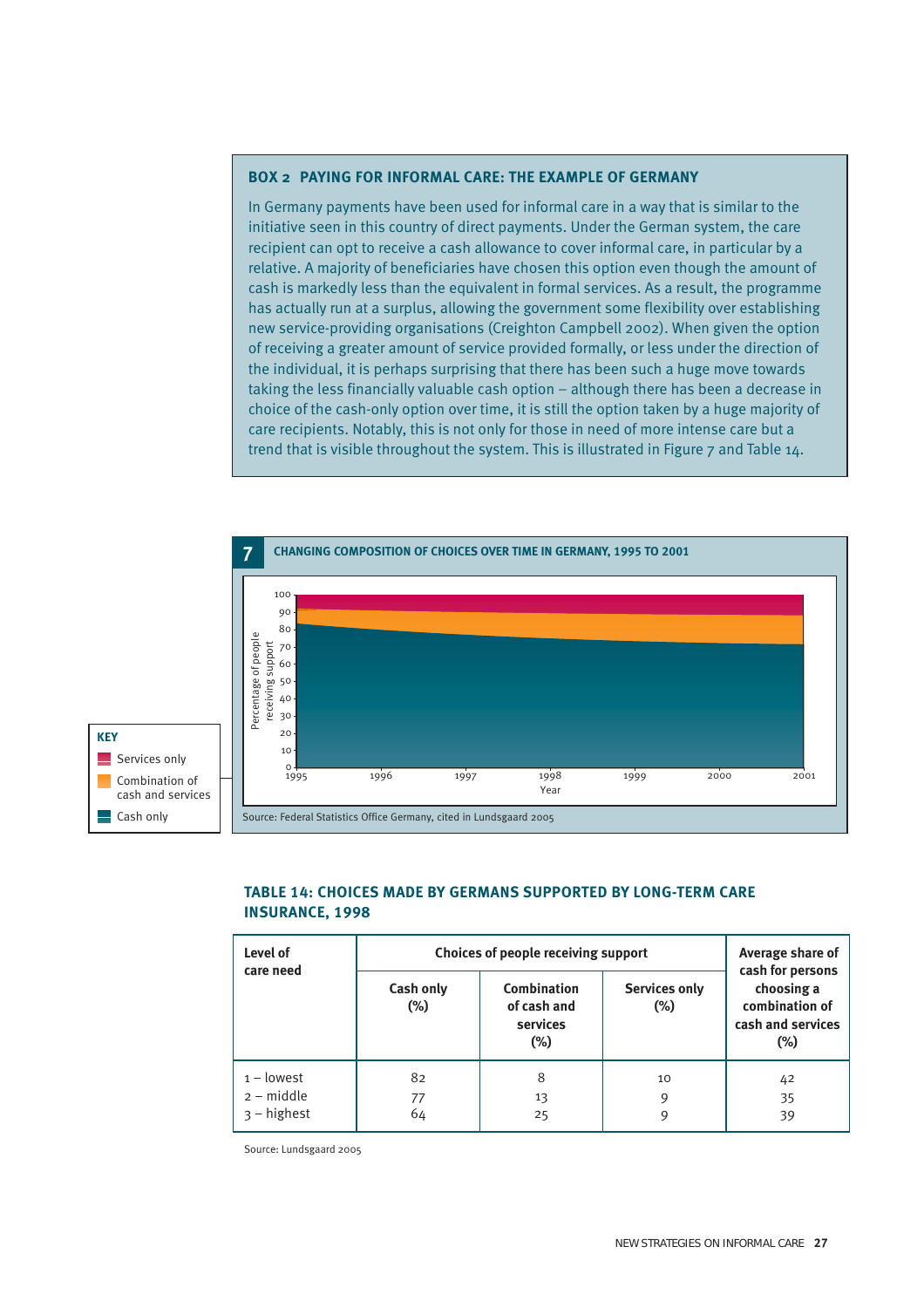### BOX 2 PAYING FOR INFORMAL CARE: THE EXAMPLE OF GERMANY

In Germany payments have been used for informal care in a way that is similar to the initiative seen in this country of direct payments. Under the German system, the care recipient can opt to receive a cash allowance to cover informal care, in particular by a relative. A majority of beneficiaries have chosen this option even though the amount of cash is markedly less than the equivalent in formal services. As a result, the programme has actually run at a surplus, allowing the government some flexibility over establishing new service-providing organisations (Creighton Campbell 2002). When given the option of receiving a greater amount of service provided formally, or less under the direction of the individual, it is perhaps surprising that there has been such a huge move towards taking the less financially valuable cash option – although there has been a decrease in choice of the cash-only option over time, it is still the option taken by a huge majority of care recipients. Notably, this is not only for those in need of more intense care but a trend that is visible throughout the system. This is illustrated in Figure 7 and Table 14.

**7 CHANGING COMPOSITION OF CHOICES OVER TIME IN GERMANY, 1995 TO 2001**

KEY: Services only; Combination of cash and services; Cash only

Percentage of people receiving support (0–100) by Year (1995–2001)

Source: Federal Statistics Office Germany, cited in Lundsgaard 2005

### TABLE 14: CHOICES MADE BY GERMANS SUPPORTED BY LONG-TERM CARE INSURANCE, 1998

| Level of care need | Choices of people receiving support | | | Average share of cash for persons choosing a combination of cash and services (%) |
|---|---|---|---|---|
| | Cash only (%) | Combination of cash and services (%) | Services only (%) | |
| 1 – lowest | 82 | 8 | 10 | 42 |
| 2 – middle | 77 | 13 | 9 | 35 |
| 3 – highest | 64 | 25 | 9 | 39 |

Source: Lundsgaard 2005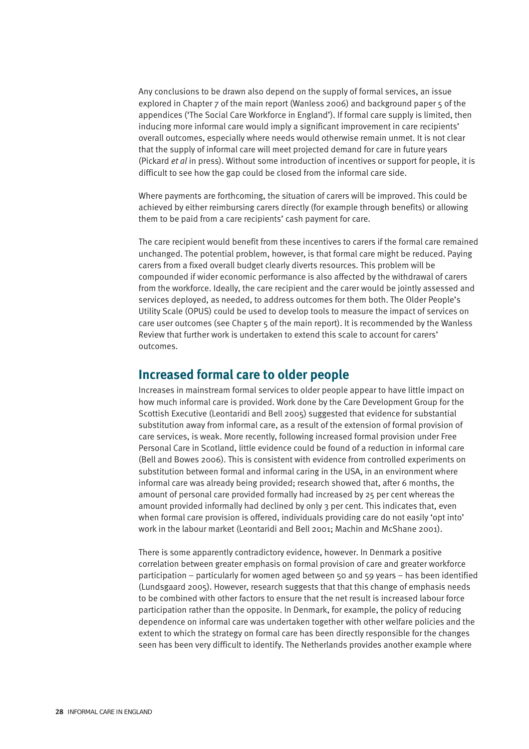Any conclusions to be drawn also depend on the supply of formal services, an issue explored in Chapter 7 of the main report (Wanless 2006) and background paper 5 of the appendices ('The Social Care Workforce in England'). If formal care supply is limited, then inducing more informal care would imply a significant improvement in care recipients' overall outcomes, especially where needs would otherwise remain unmet. It is not clear that the supply of informal care will meet projected demand for care in future years (Pickard *et al* in press). Without some introduction of incentives or support for people, it is difficult to see how the gap could be closed from the informal care side.

Where payments are forthcoming, the situation of carers will be improved. This could be achieved by either reimbursing carers directly (for example through benefits) or allowing them to be paid from a care recipients' cash payment for care.

The care recipient would benefit from these incentives to carers if the formal care remained unchanged. The potential problem, however, is that formal care might be reduced. Paying carers from a fixed overall budget clearly diverts resources. This problem will be compounded if wider economic performance is also affected by the withdrawal of carers from the workforce. Ideally, the care recipient and the carer would be jointly assessed and services deployed, as needed, to address outcomes for them both. The Older People's Utility Scale (OPUS) could be used to develop tools to measure the impact of services on care user outcomes (see Chapter 5 of the main report). It is recommended by the Wanless Review that further work is undertaken to extend this scale to account for carers' outcomes.

## Increased formal care to older people

Increases in mainstream formal services to older people appear to have little impact on how much informal care is provided. Work done by the Care Development Group for the Scottish Executive (Leontaridi and Bell 2005) suggested that evidence for substantial substitution away from informal care, as a result of the extension of formal provision of care services, is weak. More recently, following increased formal provision under Free Personal Care in Scotland, little evidence could be found of a reduction in informal care (Bell and Bowes 2006). This is consistent with evidence from controlled experiments on substitution between formal and informal caring in the USA, in an environment where informal care was already being provided; research showed that, after 6 months, the amount of personal care provided formally had increased by 25 per cent whereas the amount provided informally had declined by only 3 per cent. This indicates that, even when formal care provision is offered, individuals providing care do not easily 'opt into' work in the labour market (Leontaridi and Bell 2001; Machin and McShane 2001).

There is some apparently contradictory evidence, however. In Denmark a positive correlation between greater emphasis on formal provision of care and greater workforce participation – particularly for women aged between 50 and 59 years – has been identified (Lundsgaard 2005). However, research suggests that that this change of emphasis needs to be combined with other factors to ensure that the net result is increased labour force participation rather than the opposite. In Denmark, for example, the policy of reducing dependence on informal care was undertaken together with other welfare policies and the extent to which the strategy on formal care has been directly responsible for the changes seen has been very difficult to identify. The Netherlands provides another example where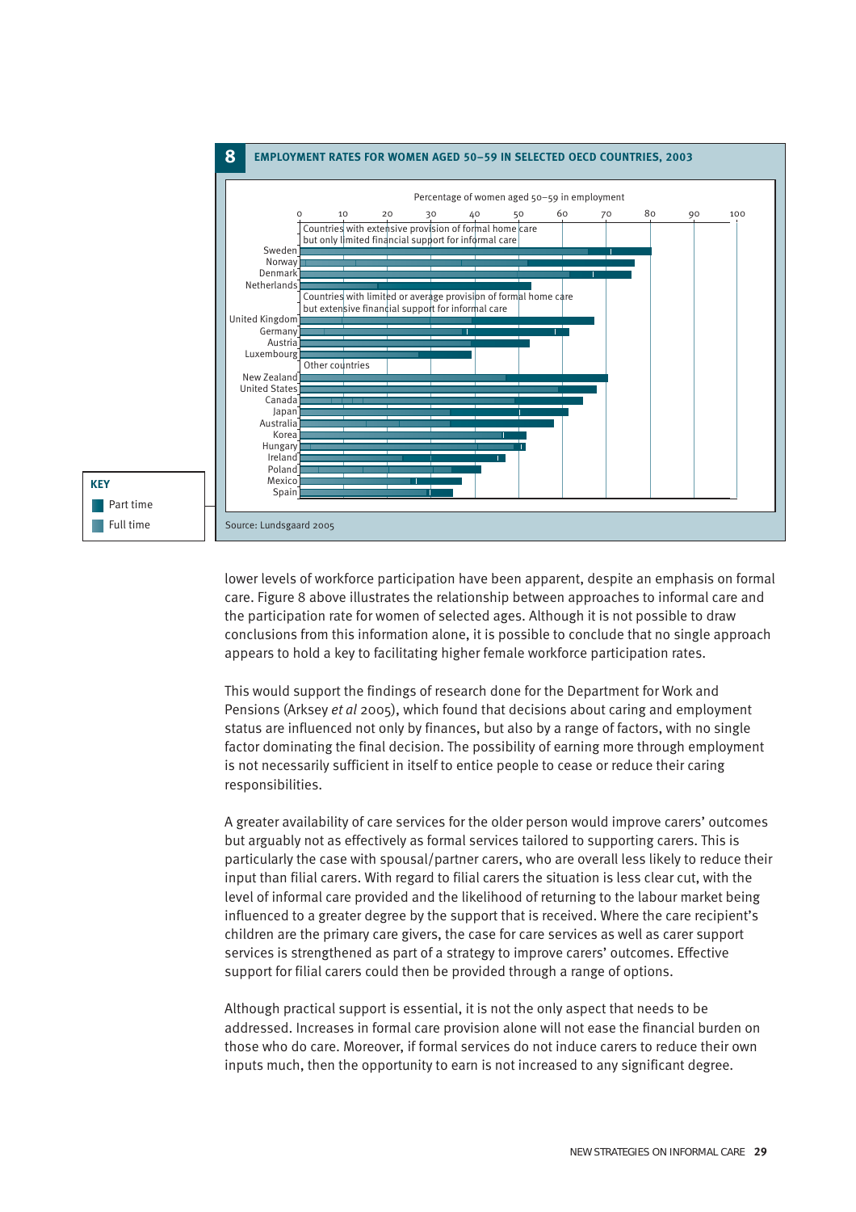**8 EMPLOYMENT RATES FOR WOMEN AGED 50–59 IN SELECTED OECD COUNTRIES, 2003**

Percentage of women aged 50–59 in employment

0 10 20 30 40 50 60 70 80 90 100

Countries with extensive provision of formal home care but only limited financial support for informal care

Sweden
Norway
Denmark
Netherlands

Countries with limited or average provision of formal home care but extensive financial support for informal care

United Kingdom
Germany
Austria
Luxembourg

Other countries

New Zealand
United States
Canada
Japan
Australia
Korea
Hungary
Ireland
Poland
Mexico
Spain

KEY
Part time
Full time

Source: Lundsgaard 2005

lower levels of workforce participation have been apparent, despite an emphasis on formal care. Figure 8 above illustrates the relationship between approaches to informal care and the participation rate for women of selected ages. Although it is not possible to draw conclusions from this information alone, it is possible to conclude that no single approach appears to hold a key to facilitating higher female workforce participation rates.

This would support the findings of research done for the Department for Work and Pensions (Arksey *et al* 2005), which found that decisions about caring and employment status are influenced not only by finances, but also by a range of factors, with no single factor dominating the final decision. The possibility of earning more through employment is not necessarily sufficient in itself to entice people to cease or reduce their caring responsibilities.

A greater availability of care services for the older person would improve carers' outcomes but arguably not as effectively as formal services tailored to supporting carers. This is particularly the case with spousal/partner carers, who are overall less likely to reduce their input than filial carers. With regard to filial carers the situation is less clear cut, with the level of informal care provided and the likelihood of returning to the labour market being influenced to a greater degree by the support that is received. Where the care recipient's children are the primary care givers, the case for care services as well as carer support services is strengthened as part of a strategy to improve carers' outcomes. Effective support for filial carers could then be provided through a range of options.

Although practical support is essential, it is not the only aspect that needs to be addressed. Increases in formal care provision alone will not ease the financial burden on those who do care. Moreover, if formal services do not induce carers to reduce their own inputs much, then the opportunity to earn is not increased to any significant degree.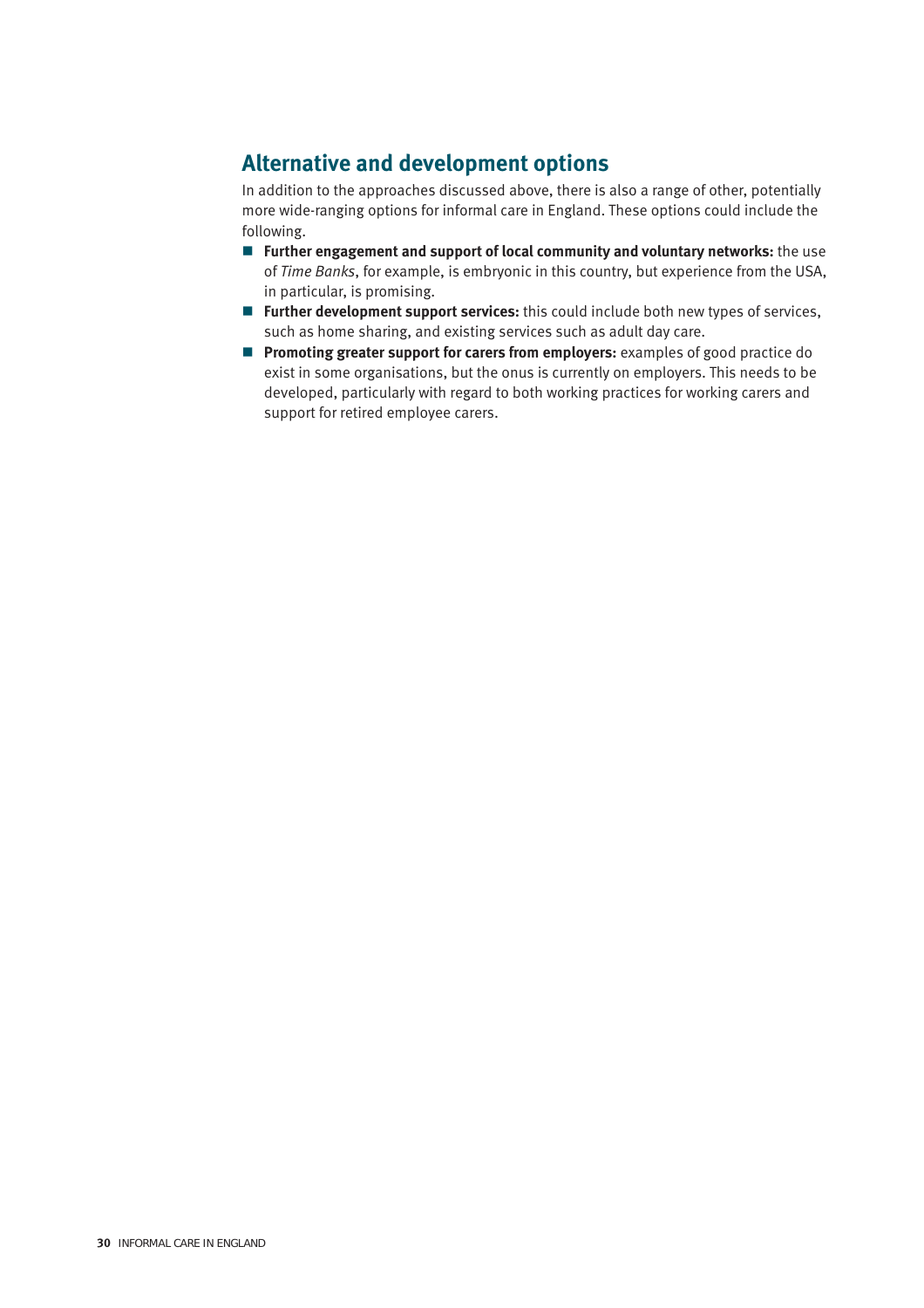## Alternative and development options

In addition to the approaches discussed above, there is also a range of other, potentially more wide-ranging options for informal care in England. These options could include the following.

- **Further engagement and support of local community and voluntary networks:** the use of *Time Banks*, for example, is embryonic in this country, but experience from the USA, in particular, is promising.
- **Further development support services:** this could include both new types of services, such as home sharing, and existing services such as adult day care.
- **Promoting greater support for carers from employers:** examples of good practice do exist in some organisations, but the onus is currently on employers. This needs to be developed, particularly with regard to both working practices for working carers and support for retired employee carers.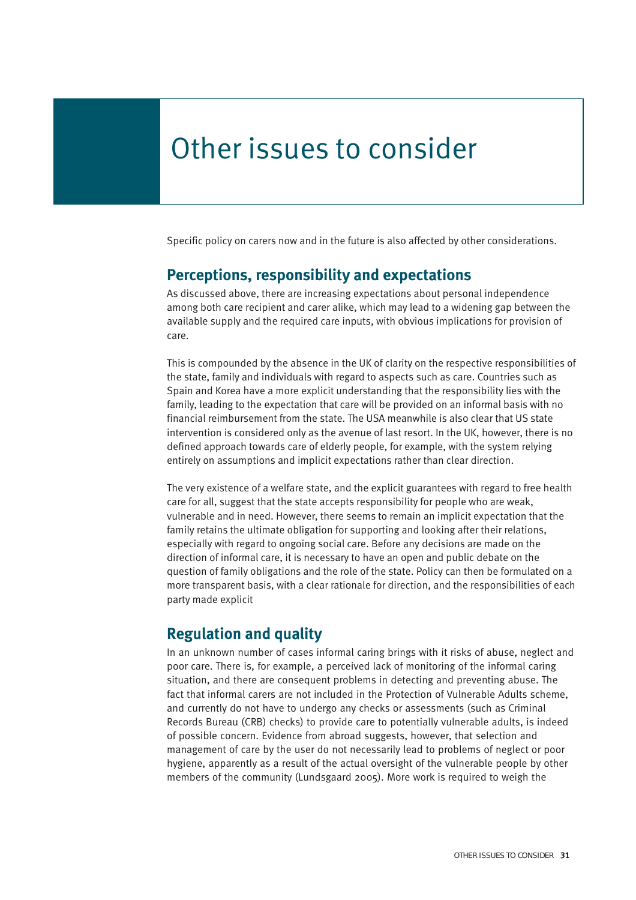# Other issues to consider

Specific policy on carers now and in the future is also affected by other considerations.

## Perceptions, responsibility and expectations

As discussed above, there are increasing expectations about personal independence among both care recipient and carer alike, which may lead to a widening gap between the available supply and the required care inputs, with obvious implications for provision of care.

This is compounded by the absence in the UK of clarity on the respective responsibilities of the state, family and individuals with regard to aspects such as care. Countries such as Spain and Korea have a more explicit understanding that the responsibility lies with the family, leading to the expectation that care will be provided on an informal basis with no financial reimbursement from the state. The USA meanwhile is also clear that US state intervention is considered only as the avenue of last resort. In the UK, however, there is no defined approach towards care of elderly people, for example, with the system relying entirely on assumptions and implicit expectations rather than clear direction.

The very existence of a welfare state, and the explicit guarantees with regard to free health care for all, suggest that the state accepts responsibility for people who are weak, vulnerable and in need. However, there seems to remain an implicit expectation that the family retains the ultimate obligation for supporting and looking after their relations, especially with regard to ongoing social care. Before any decisions are made on the direction of informal care, it is necessary to have an open and public debate on the question of family obligations and the role of the state. Policy can then be formulated on a more transparent basis, with a clear rationale for direction, and the responsibilities of each party made explicit

## Regulation and quality

In an unknown number of cases informal caring brings with it risks of abuse, neglect and poor care. There is, for example, a perceived lack of monitoring of the informal caring situation, and there are consequent problems in detecting and preventing abuse. The fact that informal carers are not included in the Protection of Vulnerable Adults scheme, and currently do not have to undergo any checks or assessments (such as Criminal Records Bureau (CRB) checks) to provide care to potentially vulnerable adults, is indeed of possible concern. Evidence from abroad suggests, however, that selection and management of care by the user do not necessarily lead to problems of neglect or poor hygiene, apparently as a result of the actual oversight of the vulnerable people by other members of the community (Lundsgaard 2005). More work is required to weigh the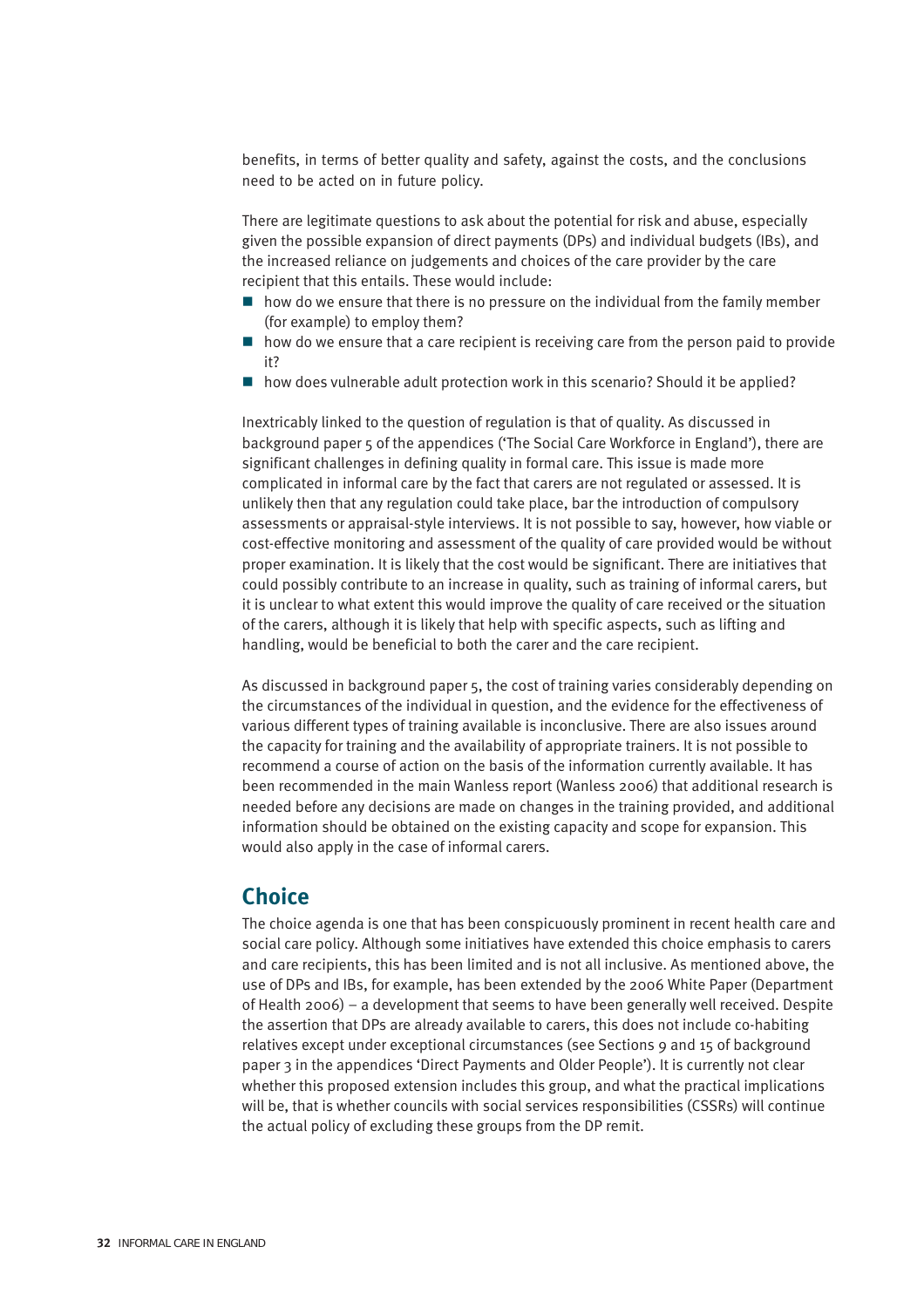benefits, in terms of better quality and safety, against the costs, and the conclusions need to be acted on in future policy.

There are legitimate questions to ask about the potential for risk and abuse, especially given the possible expansion of direct payments (DPs) and individual budgets (IBs), and the increased reliance on judgements and choices of the care provider by the care recipient that this entails. These would include:

- how do we ensure that there is no pressure on the individual from the family member (for example) to employ them?
- how do we ensure that a care recipient is receiving care from the person paid to provide it?
- how does vulnerable adult protection work in this scenario? Should it be applied?

Inextricably linked to the question of regulation is that of quality. As discussed in background paper 5 of the appendices ('The Social Care Workforce in England'), there are significant challenges in defining quality in formal care. This issue is made more complicated in informal care by the fact that carers are not regulated or assessed. It is unlikely then that any regulation could take place, bar the introduction of compulsory assessments or appraisal-style interviews. It is not possible to say, however, how viable or cost-effective monitoring and assessment of the quality of care provided would be without proper examination. It is likely that the cost would be significant. There are initiatives that could possibly contribute to an increase in quality, such as training of informal carers, but it is unclear to what extent this would improve the quality of care received or the situation of the carers, although it is likely that help with specific aspects, such as lifting and handling, would be beneficial to both the carer and the care recipient.

As discussed in background paper 5, the cost of training varies considerably depending on the circumstances of the individual in question, and the evidence for the effectiveness of various different types of training available is inconclusive. There are also issues around the capacity for training and the availability of appropriate trainers. It is not possible to recommend a course of action on the basis of the information currently available. It has been recommended in the main Wanless report (Wanless 2006) that additional research is needed before any decisions are made on changes in the training provided, and additional information should be obtained on the existing capacity and scope for expansion. This would also apply in the case of informal carers.

## Choice

The choice agenda is one that has been conspicuously prominent in recent health care and social care policy. Although some initiatives have extended this choice emphasis to carers and care recipients, this has been limited and is not all inclusive. As mentioned above, the use of DPs and IBs, for example, has been extended by the 2006 White Paper (Department of Health 2006) – a development that seems to have been generally well received. Despite the assertion that DPs are already available to carers, this does not include co-habiting relatives except under exceptional circumstances (see Sections 9 and 15 of background paper 3 in the appendices 'Direct Payments and Older People'). It is currently not clear whether this proposed extension includes this group, and what the practical implications will be, that is whether councils with social services responsibilities (CSSRs) will continue the actual policy of excluding these groups from the DP remit.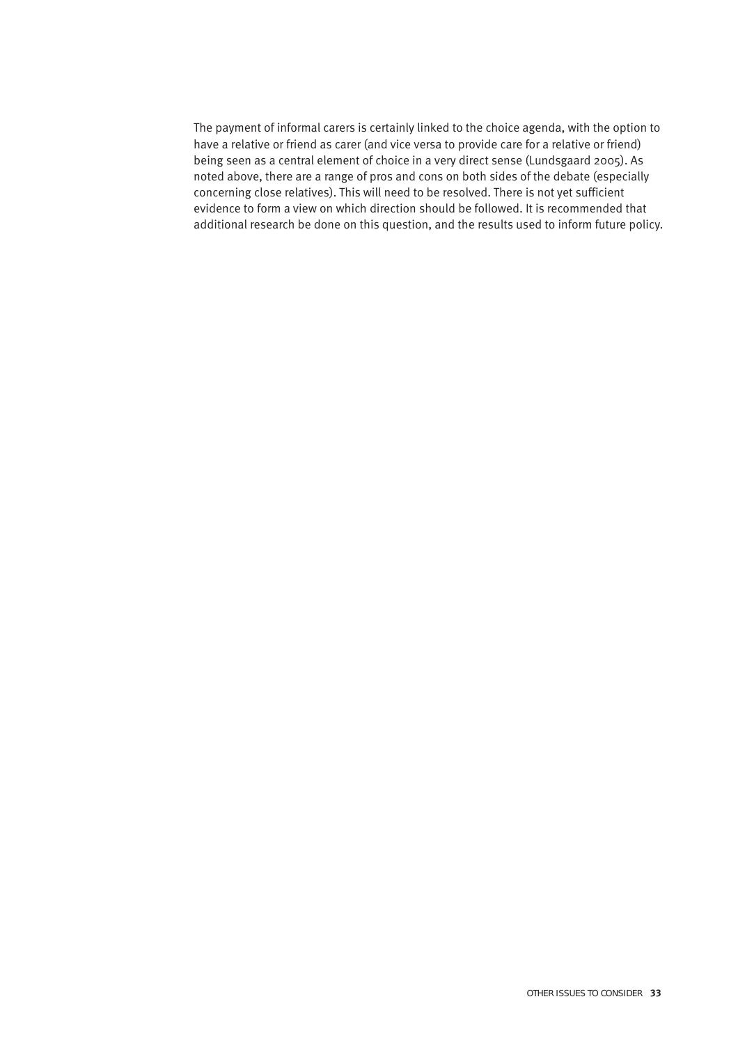The payment of informal carers is certainly linked to the choice agenda, with the option to have a relative or friend as carer (and vice versa to provide care for a relative or friend) being seen as a central element of choice in a very direct sense (Lundsgaard 2005). As noted above, there are a range of pros and cons on both sides of the debate (especially concerning close relatives). This will need to be resolved. There is not yet sufficient evidence to form a view on which direction should be followed. It is recommended that additional research be done on this question, and the results used to inform future policy.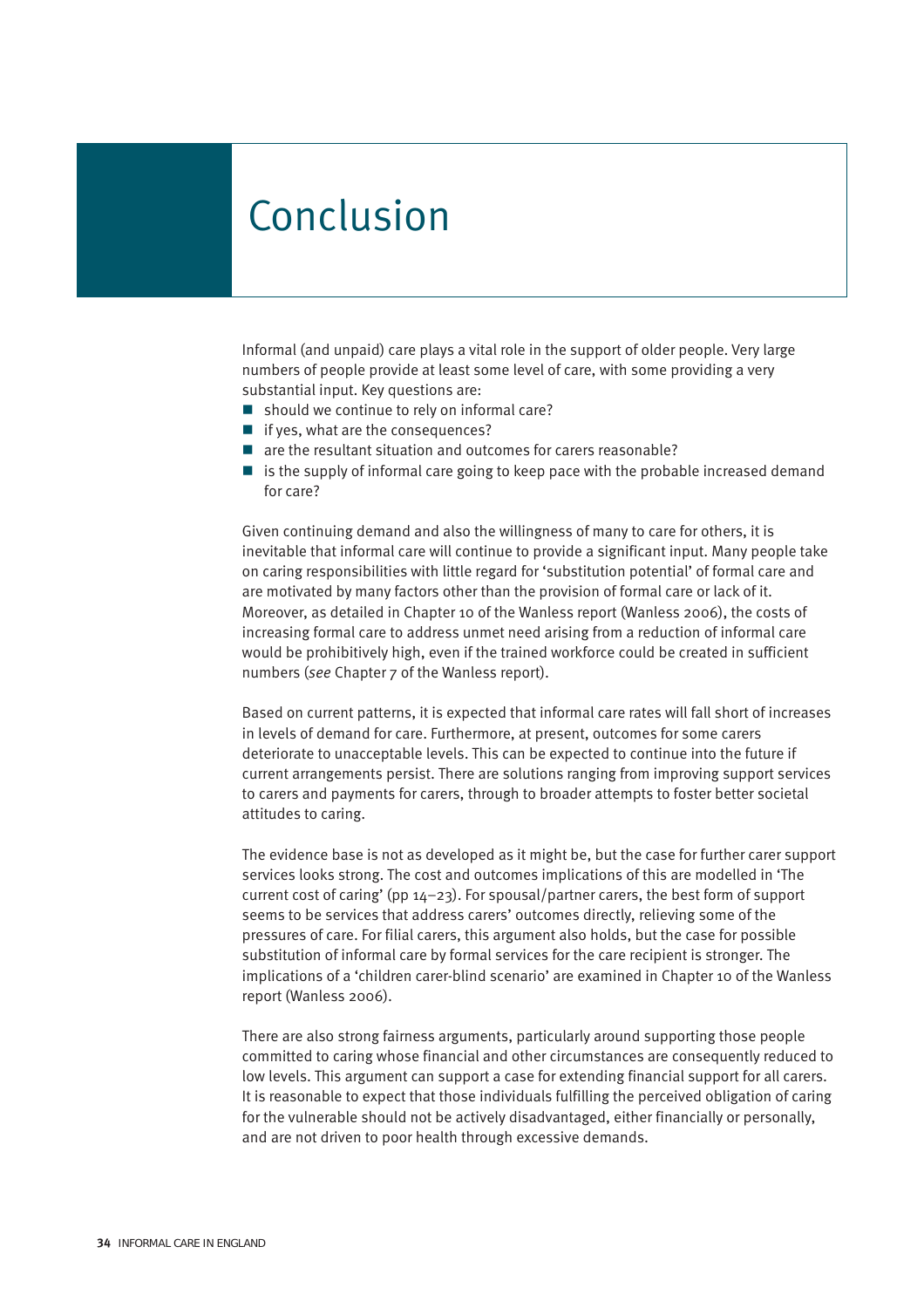# Conclusion

Informal (and unpaid) care plays a vital role in the support of older people. Very large numbers of people provide at least some level of care, with some providing a very substantial input. Key questions are:

- should we continue to rely on informal care?
- if yes, what are the consequences?
- are the resultant situation and outcomes for carers reasonable?
- is the supply of informal care going to keep pace with the probable increased demand for care?

Given continuing demand and also the willingness of many to care for others, it is inevitable that informal care will continue to provide a significant input. Many people take on caring responsibilities with little regard for 'substitution potential' of formal care and are motivated by many factors other than the provision of formal care or lack of it. Moreover, as detailed in Chapter 10 of the Wanless report (Wanless 2006), the costs of increasing formal care to address unmet need arising from a reduction of informal care would be prohibitively high, even if the trained workforce could be created in sufficient numbers (*see* Chapter 7 of the Wanless report).

Based on current patterns, it is expected that informal care rates will fall short of increases in levels of demand for care. Furthermore, at present, outcomes for some carers deteriorate to unacceptable levels. This can be expected to continue into the future if current arrangements persist. There are solutions ranging from improving support services to carers and payments for carers, through to broader attempts to foster better societal attitudes to caring.

The evidence base is not as developed as it might be, but the case for further carer support services looks strong. The cost and outcomes implications of this are modelled in 'The current cost of caring' (pp 14–23). For spousal/partner carers, the best form of support seems to be services that address carers' outcomes directly, relieving some of the pressures of care. For filial carers, this argument also holds, but the case for possible substitution of informal care by formal services for the care recipient is stronger. The implications of a 'children carer-blind scenario' are examined in Chapter 10 of the Wanless report (Wanless 2006).

There are also strong fairness arguments, particularly around supporting those people committed to caring whose financial and other circumstances are consequently reduced to low levels. This argument can support a case for extending financial support for all carers. It is reasonable to expect that those individuals fulfilling the perceived obligation of caring for the vulnerable should not be actively disadvantaged, either financially or personally, and are not driven to poor health through excessive demands.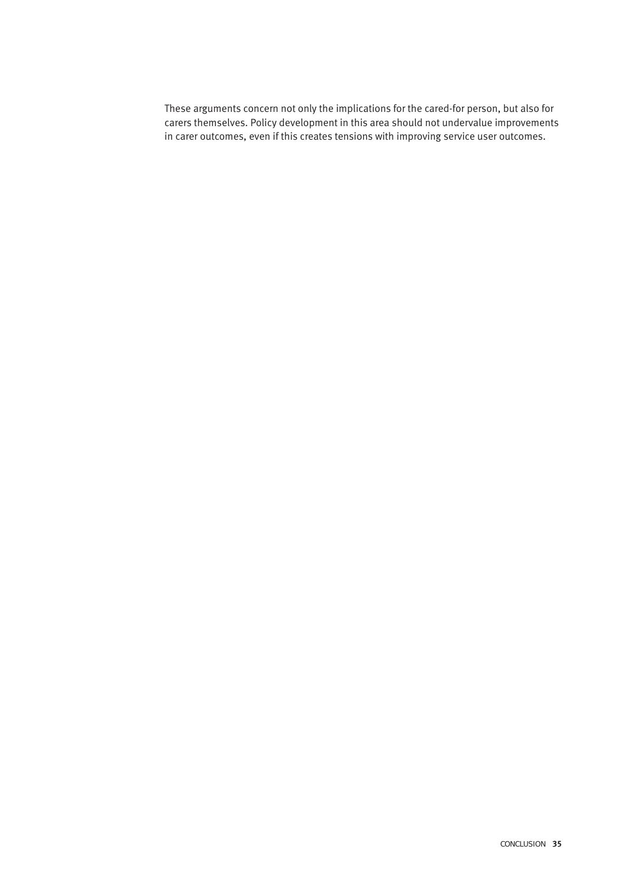These arguments concern not only the implications for the cared-for person, but also for carers themselves. Policy development in this area should not undervalue improvements in carer outcomes, even if this creates tensions with improving service user outcomes.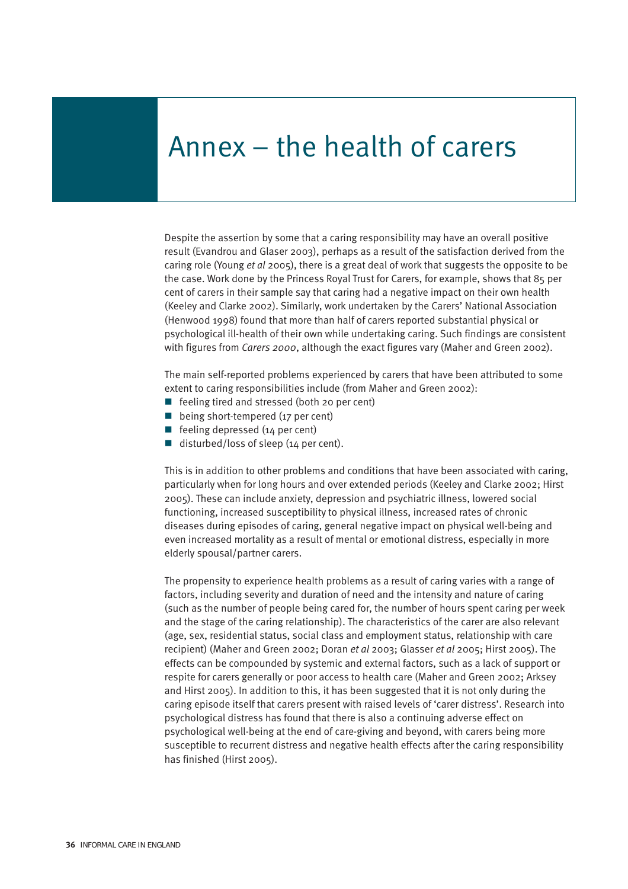# Annex – the health of carers

Despite the assertion by some that a caring responsibility may have an overall positive result (Evandrou and Glaser 2003), perhaps as a result of the satisfaction derived from the caring role (Young *et al* 2005), there is a great deal of work that suggests the opposite to be the case. Work done by the Princess Royal Trust for Carers, for example, shows that 85 per cent of carers in their sample say that caring had a negative impact on their own health (Keeley and Clarke 2002). Similarly, work undertaken by the Carers' National Association (Henwood 1998) found that more than half of carers reported substantial physical or psychological ill-health of their own while undertaking caring. Such findings are consistent with figures from *Carers 2000*, although the exact figures vary (Maher and Green 2002).

The main self-reported problems experienced by carers that have been attributed to some extent to caring responsibilities include (from Maher and Green 2002):

- feeling tired and stressed (both 20 per cent)
- being short-tempered (17 per cent)
- feeling depressed (14 per cent)
- disturbed/loss of sleep (14 per cent).

This is in addition to other problems and conditions that have been associated with caring, particularly when for long hours and over extended periods (Keeley and Clarke 2002; Hirst 2005). These can include anxiety, depression and psychiatric illness, lowered social functioning, increased susceptibility to physical illness, increased rates of chronic diseases during episodes of caring, general negative impact on physical well-being and even increased mortality as a result of mental or emotional distress, especially in more elderly spousal/partner carers.

The propensity to experience health problems as a result of caring varies with a range of factors, including severity and duration of need and the intensity and nature of caring (such as the number of people being cared for, the number of hours spent caring per week and the stage of the caring relationship). The characteristics of the carer are also relevant (age, sex, residential status, social class and employment status, relationship with care recipient) (Maher and Green 2002; Doran *et al* 2003; Glasser *et al* 2005; Hirst 2005). The effects can be compounded by systemic and external factors, such as a lack of support or respite for carers generally or poor access to health care (Maher and Green 2002; Arksey and Hirst 2005). In addition to this, it has been suggested that it is not only during the caring episode itself that carers present with raised levels of 'carer distress'. Research into psychological distress has found that there is also a continuing adverse effect on psychological well-being at the end of care-giving and beyond, with carers being more susceptible to recurrent distress and negative health effects after the caring responsibility has finished (Hirst 2005).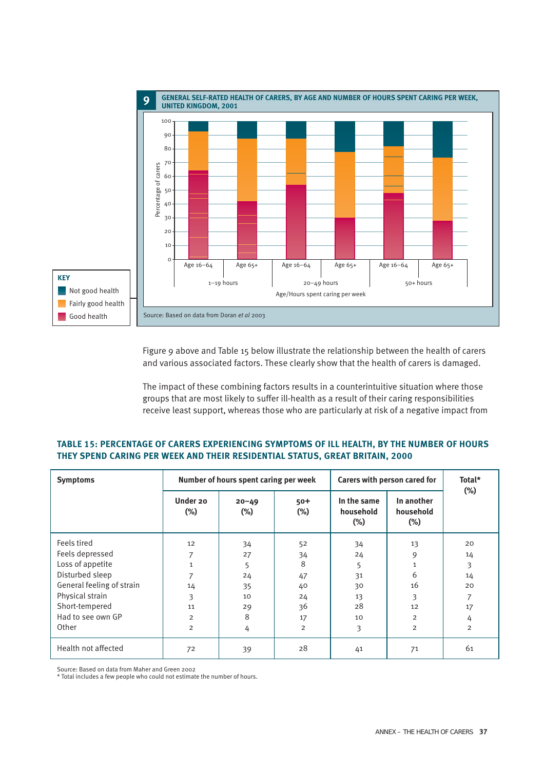**9 GENERAL SELF-RATED HEALTH OF CARERS, BY AGE AND NUMBER OF HOURS SPENT CARING PER WEEK, UNITED KINGDOM, 2001**

Source: Based on data from Doran *et al* 2003

Figure 9 above and Table 15 below illustrate the relationship between the health of carers and various associated factors. These clearly show that the health of carers is damaged.

The impact of these combining factors results in a counterintuitive situation where those groups that are most likely to suffer ill-health as a result of their caring responsibilities receive least support, whereas those who are particularly at risk of a negative impact from

**TABLE 15: PERCENTAGE OF CARERS EXPERIENCING SYMPTOMS OF ILL HEALTH, BY THE NUMBER OF HOURS THEY SPEND CARING PER WEEK AND THEIR RESIDENTIAL STATUS, GREAT BRITAIN, 2000**

| Symptoms | Number of hours spent caring per week | | | Carers with person cared for | | Total* (%) |
|---|---|---|---|---|---|---|
| | Under 20 (%) | 20–49 (%) | 50+ (%) | In the same household (%) | In another household (%) | |
| Feels tired | 12 | 34 | 52 | 34 | 13 | 20 |
| Feels depressed | 7 | 27 | 34 | 24 | 9 | 14 |
| Loss of appetite | 1 | 5 | 8 | 5 | 1 | 3 |
| Disturbed sleep | 7 | 24 | 47 | 31 | 6 | 14 |
| General feeling of strain | 14 | 35 | 40 | 30 | 16 | 20 |
| Physical strain | 3 | 10 | 24 | 13 | 3 | 7 |
| Short-tempered | 11 | 29 | 36 | 28 | 12 | 17 |
| Had to see own GP | 2 | 8 | 17 | 10 | 2 | 4 |
| Other | 2 | 4 | 2 | 3 | 2 | 2 |
| Health not affected | 72 | 39 | 28 | 41 | 71 | 61 |

Source: Based on data from Maher and Green 2002
* Total includes a few people who could not estimate the number of hours.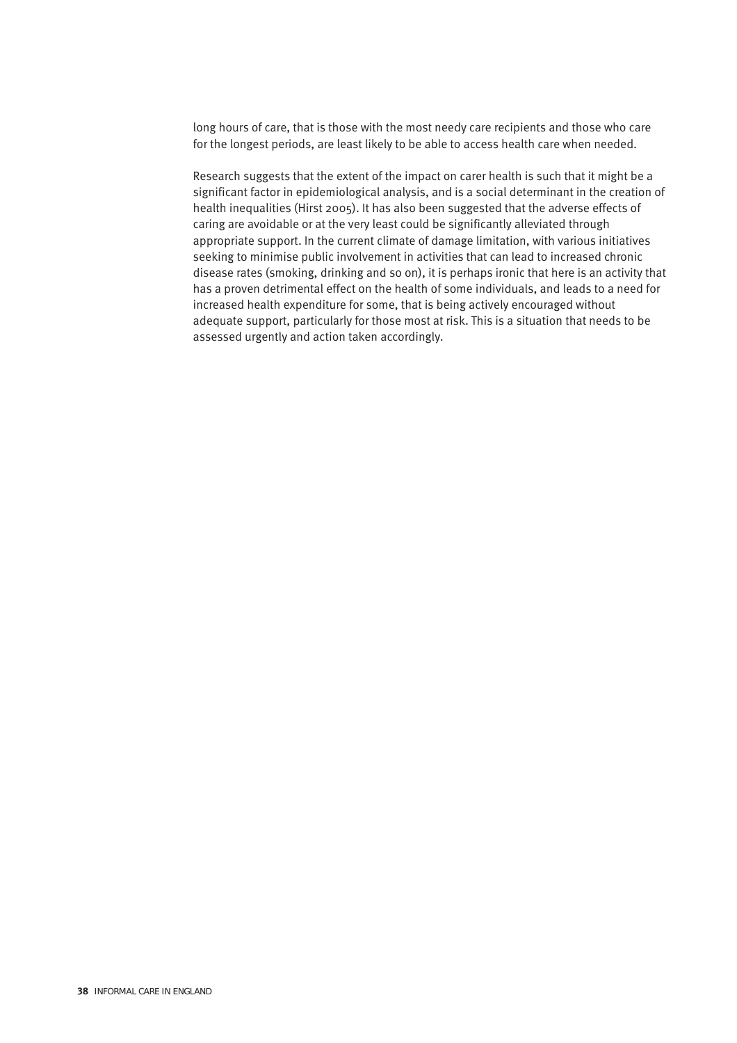long hours of care, that is those with the most needy care recipients and those who care for the longest periods, are least likely to be able to access health care when needed.

Research suggests that the extent of the impact on carer health is such that it might be a significant factor in epidemiological analysis, and is a social determinant in the creation of health inequalities (Hirst 2005). It has also been suggested that the adverse effects of caring are avoidable or at the very least could be significantly alleviated through appropriate support. In the current climate of damage limitation, with various initiatives seeking to minimise public involvement in activities that can lead to increased chronic disease rates (smoking, drinking and so on), it is perhaps ironic that here is an activity that has a proven detrimental effect on the health of some individuals, and leads to a need for increased health expenditure for some, that is being actively encouraged without adequate support, particularly for those most at risk. This is a situation that needs to be assessed urgently and action taken accordingly.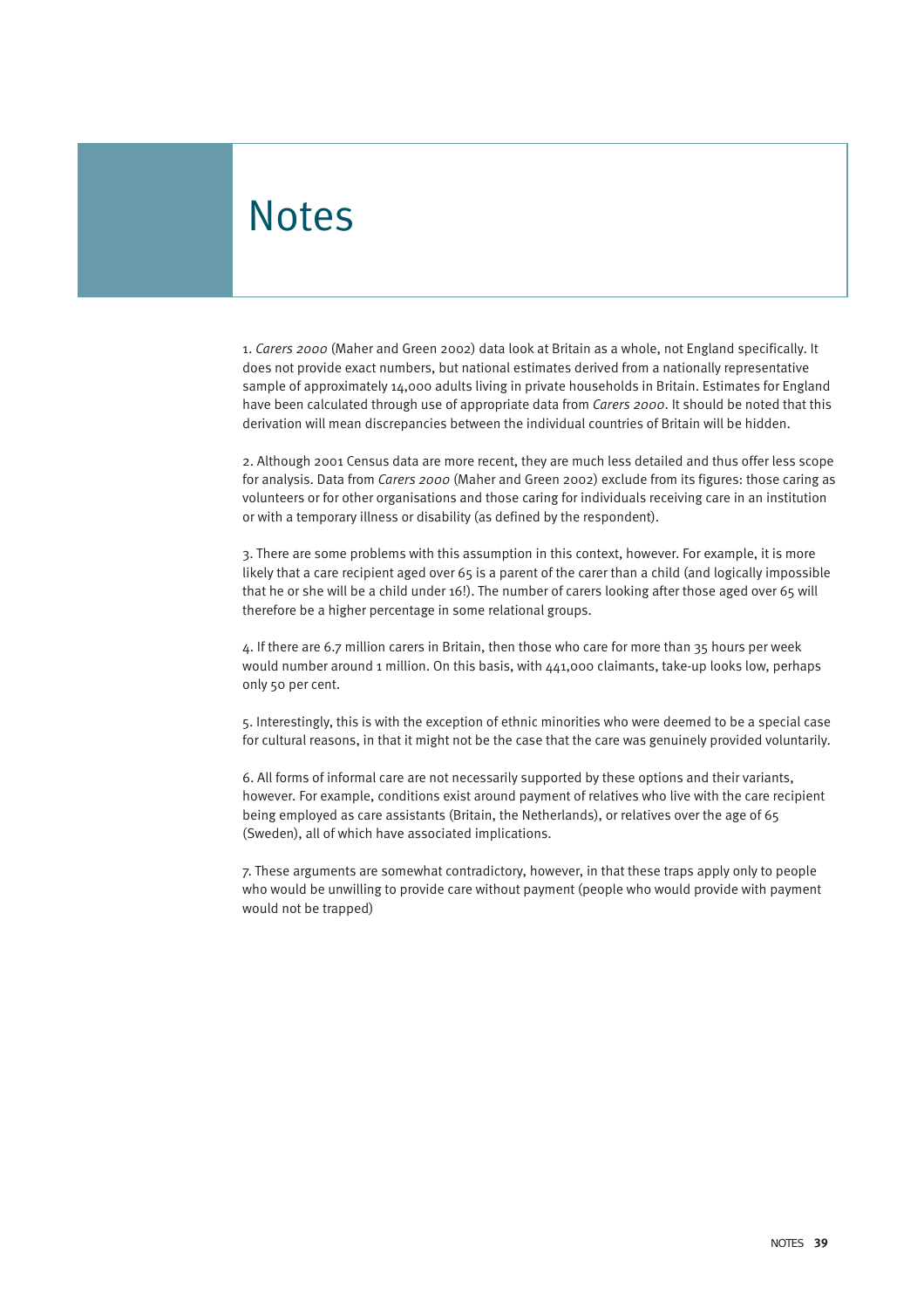# Notes

1. *Carers 2000* (Maher and Green 2002) data look at Britain as a whole, not England specifically. It does not provide exact numbers, but national estimates derived from a nationally representative sample of approximately 14,000 adults living in private households in Britain. Estimates for England have been calculated through use of appropriate data from *Carers 2000*. It should be noted that this derivation will mean discrepancies between the individual countries of Britain will be hidden.

2. Although 2001 Census data are more recent, they are much less detailed and thus offer less scope for analysis. Data from *Carers 2000* (Maher and Green 2002) exclude from its figures: those caring as volunteers or for other organisations and those caring for individuals receiving care in an institution or with a temporary illness or disability (as defined by the respondent).

3. There are some problems with this assumption in this context, however. For example, it is more likely that a care recipient aged over 65 is a parent of the carer than a child (and logically impossible that he or she will be a child under 16!). The number of carers looking after those aged over 65 will therefore be a higher percentage in some relational groups.

4. If there are 6.7 million carers in Britain, then those who care for more than 35 hours per week would number around 1 million. On this basis, with 441,000 claimants, take-up looks low, perhaps only 50 per cent.

5. Interestingly, this is with the exception of ethnic minorities who were deemed to be a special case for cultural reasons, in that it might not be the case that the care was genuinely provided voluntarily.

6. All forms of informal care are not necessarily supported by these options and their variants, however. For example, conditions exist around payment of relatives who live with the care recipient being employed as care assistants (Britain, the Netherlands), or relatives over the age of 65 (Sweden), all of which have associated implications.

7. These arguments are somewhat contradictory, however, in that these traps apply only to people who would be unwilling to provide care without payment (people who would provide with payment would not be trapped)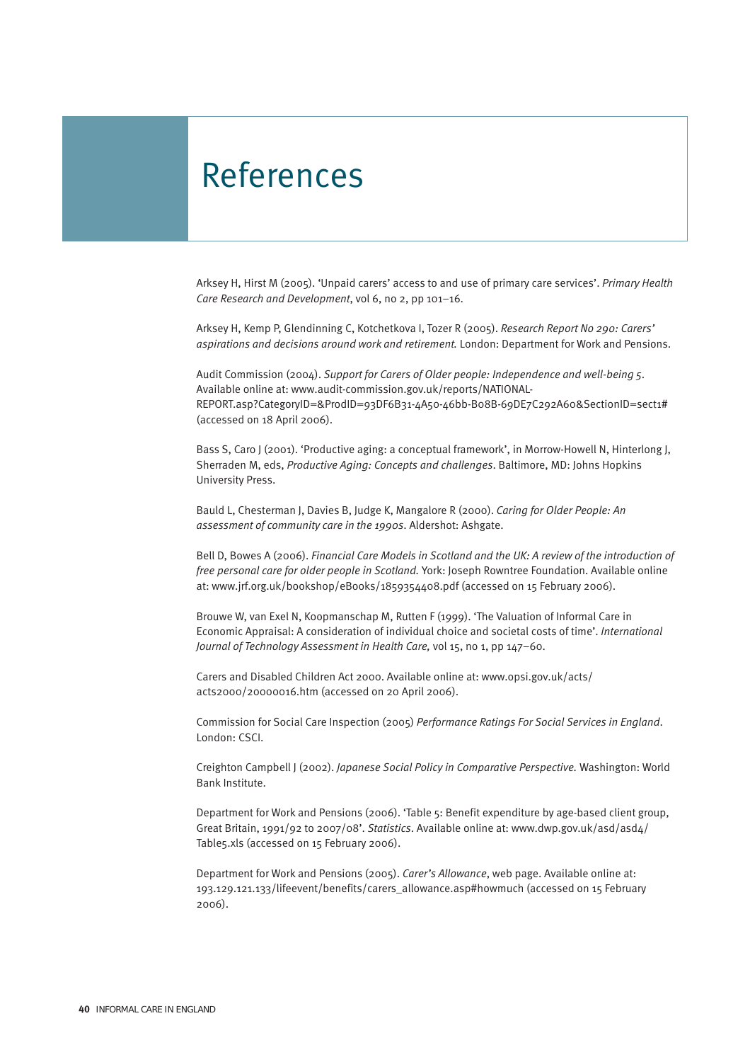# References

Arksey H, Hirst M (2005). 'Unpaid carers' access to and use of primary care services'. *Primary Health Care Research and Development*, vol 6, no 2, pp 101–16.

Arksey H, Kemp P, Glendinning C, Kotchetkova I, Tozer R (2005). *Research Report No 290: Carers' aspirations and decisions around work and retirement.* London: Department for Work and Pensions.

Audit Commission (2004). *Support for Carers of Older people: Independence and well-being 5*. Available online at: www.audit-commission.gov.uk/reports/NATIONAL-REPORT.asp?CategoryID=&ProdID=93DF6B31-4A50-46bb-B08B-69DE7C292A60&SectionID=sect1# (accessed on 18 April 2006).

Bass S, Caro J (2001). 'Productive aging: a conceptual framework', in Morrow-Howell N, Hinterlong J, Sherraden M, eds, *Productive Aging: Concepts and challenges*. Baltimore, MD: Johns Hopkins University Press.

Bauld L, Chesterman J, Davies B, Judge K, Mangalore R (2000). *Caring for Older People: An assessment of community care in the 1990s*. Aldershot: Ashgate.

Bell D, Bowes A (2006). *Financial Care Models in Scotland and the UK: A review of the introduction of free personal care for older people in Scotland.* York: Joseph Rowntree Foundation. Available online at: www.jrf.org.uk/bookshop/eBooks/1859354408.pdf (accessed on 15 February 2006).

Brouwe W, van Exel N, Koopmanschap M, Rutten F (1999). 'The Valuation of Informal Care in Economic Appraisal: A consideration of individual choice and societal costs of time'. *International Journal of Technology Assessment in Health Care,* vol 15, no 1, pp 147–60.

Carers and Disabled Children Act 2000. Available online at: www.opsi.gov.uk/acts/acts2000/20000016.htm (accessed on 20 April 2006).

Commission for Social Care Inspection (2005) *Performance Ratings For Social Services in England*. London: CSCI.

Creighton Campbell J (2002). *Japanese Social Policy in Comparative Perspective.* Washington: World Bank Institute.

Department for Work and Pensions (2006). 'Table 5: Benefit expenditure by age-based client group, Great Britain, 1991/92 to 2007/08'. *Statistics*. Available online at: www.dwp.gov.uk/asd/asd4/Table5.xls (accessed on 15 February 2006).

Department for Work and Pensions (2005). *Carer's Allowance*, web page. Available online at: 193.129.121.133/lifeevent/benefits/carers_allowance.asp#howmuch (accessed on 15 February 2006).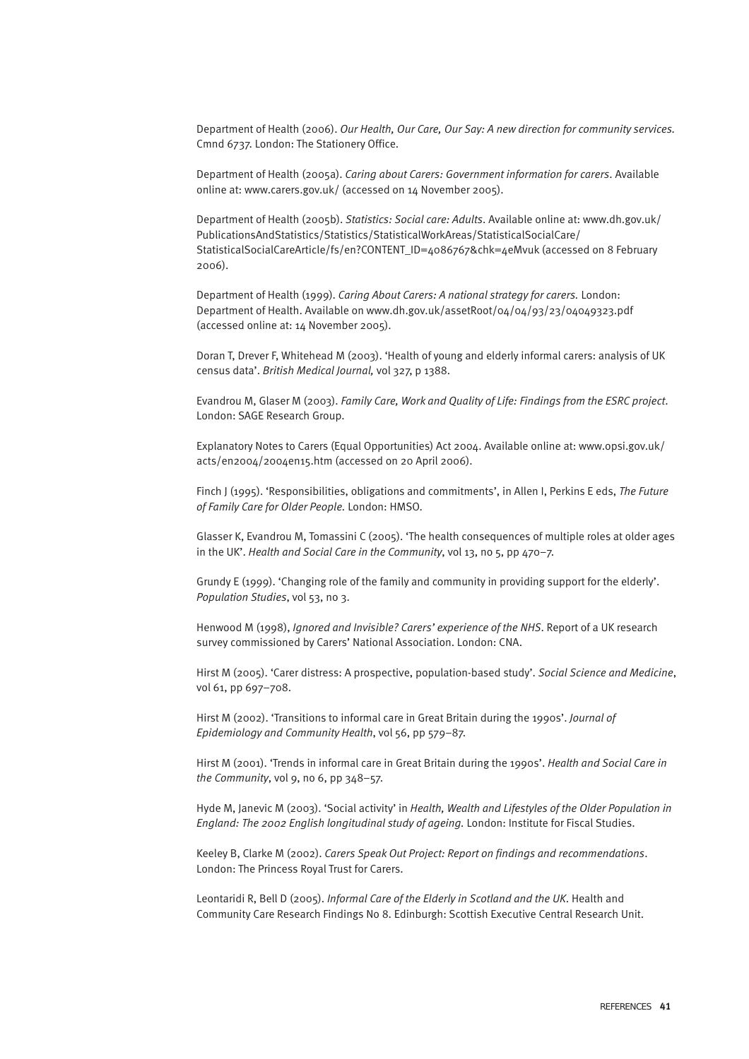Department of Health (2006). *Our Health, Our Care, Our Say: A new direction for community services.* Cmnd 6737. London: The Stationery Office.

Department of Health (2005a). *Caring about Carers: Government information for carers*. Available online at: www.carers.gov.uk/ (accessed on 14 November 2005).

Department of Health (2005b). *Statistics: Social care: Adults*. Available online at: www.dh.gov.uk/PublicationsAndStatistics/Statistics/StatisticalWorkAreas/StatisticalSocialCare/StatisticalSocialCareArticle/fs/en?CONTENT_ID=4086767&chk=4eMvuk (accessed on 8 February 2006).

Department of Health (1999). *Caring About Carers: A national strategy for carers.* London: Department of Health. Available on www.dh.gov.uk/assetRoot/04/04/93/23/04049323.pdf (accessed online at: 14 November 2005).

Doran T, Drever F, Whitehead M (2003). 'Health of young and elderly informal carers: analysis of UK census data'. *British Medical Journal,* vol 327, p 1388.

Evandrou M, Glaser M (2003). *Family Care, Work and Quality of Life: Findings from the ESRC project.* London: SAGE Research Group.

Explanatory Notes to Carers (Equal Opportunities) Act 2004. Available online at: www.opsi.gov.uk/acts/en2004/2004en15.htm (accessed on 20 April 2006).

Finch J (1995). 'Responsibilities, obligations and commitments', in Allen I, Perkins E eds, *The Future of Family Care for Older People.* London: HMSO.

Glasser K, Evandrou M, Tomassini C (2005). 'The health consequences of multiple roles at older ages in the UK'. *Health and Social Care in the Community*, vol 13, no 5, pp 470–7.

Grundy E (1999). 'Changing role of the family and community in providing support for the elderly'. *Population Studies*, vol 53, no 3.

Henwood M (1998), *Ignored and Invisible? Carers' experience of the NHS*. Report of a UK research survey commissioned by Carers' National Association. London: CNA.

Hirst M (2005). 'Carer distress: A prospective, population-based study'. *Social Science and Medicine*, vol 61, pp 697–708.

Hirst M (2002). 'Transitions to informal care in Great Britain during the 1990s'. *Journal of Epidemiology and Community Health*, vol 56, pp 579–87.

Hirst M (2001). 'Trends in informal care in Great Britain during the 1990s'. *Health and Social Care in the Community*, vol 9, no 6, pp 348–57.

Hyde M, Janevic M (2003). 'Social activity' in *Health, Wealth and Lifestyles of the Older Population in England: The 2002 English longitudinal study of ageing.* London: Institute for Fiscal Studies.

Keeley B, Clarke M (2002). *Carers Speak Out Project: Report on findings and recommendations*. London: The Princess Royal Trust for Carers.

Leontaridi R, Bell D (2005). *Informal Care of the Elderly in Scotland and the UK*. Health and Community Care Research Findings No 8. Edinburgh: Scottish Executive Central Research Unit.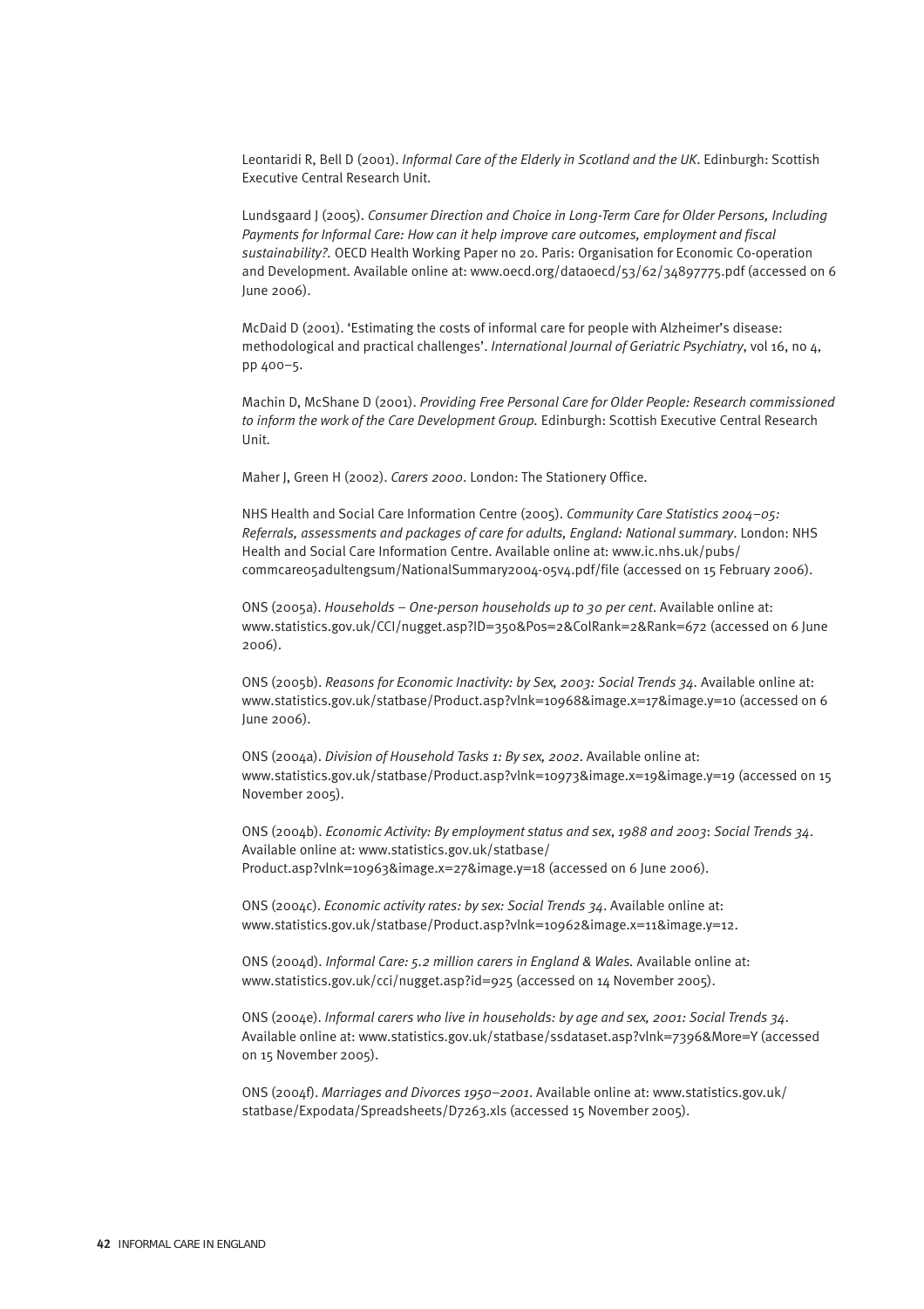Leontaridi R, Bell D (2001). *Informal Care of the Elderly in Scotland and the UK*. Edinburgh: Scottish Executive Central Research Unit.

Lundsgaard J (2005). *Consumer Direction and Choice in Long-Term Care for Older Persons, Including Payments for Informal Care: How can it help improve care outcomes, employment and fiscal sustainability?.* OECD Health Working Paper no 20. Paris: Organisation for Economic Co-operation and Development. Available online at: www.oecd.org/dataoecd/53/62/34897775.pdf (accessed on 6 June 2006).

McDaid D (2001). 'Estimating the costs of informal care for people with Alzheimer's disease: methodological and practical challenges'. *International Journal of Geriatric Psychiatry*, vol 16, no 4, pp 400–5.

Machin D, McShane D (2001). *Providing Free Personal Care for Older People: Research commissioned to inform the work of the Care Development Group.* Edinburgh: Scottish Executive Central Research Unit.

Maher J, Green H (2002). *Carers 2000*. London: The Stationery Office.

NHS Health and Social Care Information Centre (2005). *Community Care Statistics 2004–05: Referrals, assessments and packages of care for adults, England: National summary*. London: NHS Health and Social Care Information Centre. Available online at: www.ic.nhs.uk/pubs/commcare05adultengsum/NationalSummary2004-05v4.pdf/file (accessed on 15 February 2006).

ONS (2005a). *Households – One-person households up to 30 per cent*. Available online at: www.statistics.gov.uk/CCI/nugget.asp?ID=350&Pos=2&ColRank=2&Rank=672 (accessed on 6 June 2006).

ONS (2005b). *Reasons for Economic Inactivity: by Sex, 2003: Social Trends 34*. Available online at: www.statistics.gov.uk/statbase/Product.asp?vlnk=10968&image.x=17&image.y=10 (accessed on 6 June 2006).

ONS (2004a). *Division of Household Tasks 1: By sex, 2002*. Available online at: www.statistics.gov.uk/statbase/Product.asp?vlnk=10973&image.x=19&image.y=19 (accessed on 15 November 2005).

ONS (2004b). *Economic Activity: By employment status and sex*, *1988 and 2003*: *Social Trends 34*. Available online at: www.statistics.gov.uk/statbase/Product.asp?vlnk=10963&image.x=27&image.y=18 (accessed on 6 June 2006).

ONS (2004c). *Economic activity rates: by sex: Social Trends 34*. Available online at: www.statistics.gov.uk/statbase/Product.asp?vlnk=10962&image.x=11&image.y=12.

ONS (2004d). *Informal Care: 5.2 million carers in England & Wales.* Available online at: www.statistics.gov.uk/cci/nugget.asp?id=925 (accessed on 14 November 2005).

ONS (2004e). *Informal carers who live in households: by age and sex, 2001: Social Trends 34*. Available online at: www.statistics.gov.uk/statbase/ssdataset.asp?vlnk=7396&More=Y (accessed on 15 November 2005).

ONS (2004f). *Marriages and Divorces 1950–2001*. Available online at: www.statistics.gov.uk/statbase/Expodata/Spreadsheets/D7263.xls (accessed 15 November 2005).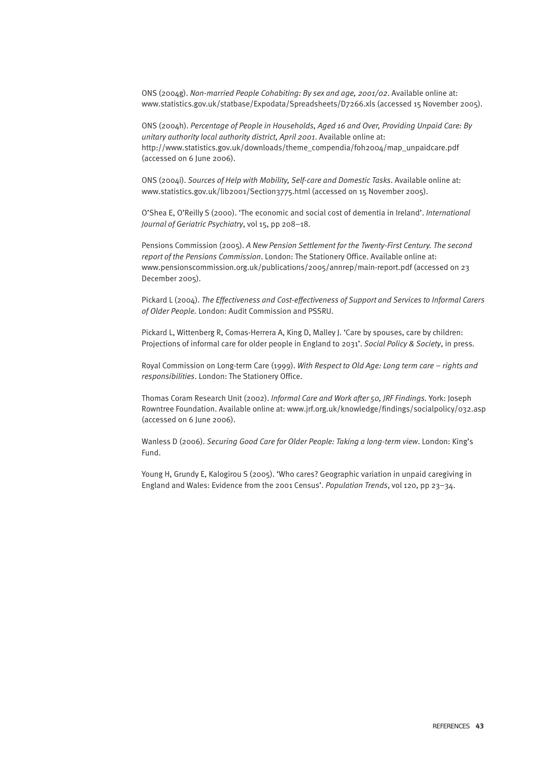ONS (2004g). *Non-married People Cohabiting: By sex and age, 2001/02*. Available online at: www.statistics.gov.uk/statbase/Expodata/Spreadsheets/D7266.xls (accessed 15 November 2005).

ONS (2004h). *Percentage of People in Households, Aged 16 and Over, Providing Unpaid Care: By unitary authority local authority district, April 2001*. Available online at: http://www.statistics.gov.uk/downloads/theme_compendia/foh2004/map_unpaidcare.pdf (accessed on 6 June 2006).

ONS (2004i). *Sources of Help with Mobility, Self-care and Domestic Tasks*. Available online at: www.statistics.gov.uk/lib2001/Section3775.html (accessed on 15 November 2005).

O'Shea E, O'Reilly S (2000). 'The economic and social cost of dementia in Ireland'. *International Journal of Geriatric Psychiatry*, vol 15, pp 208–18.

Pensions Commission (2005). *A New Pension Settlement for the Twenty-First Century. The second report of the Pensions Commission*. London: The Stationery Office. Available online at: www.pensionscommission.org.uk/publications/2005/annrep/main-report.pdf (accessed on 23 December 2005).

Pickard L (2004). *The Effectiveness and Cost-effectiveness of Support and Services to Informal Carers of Older People.* London: Audit Commission and PSSRU.

Pickard L, Wittenberg R, Comas-Herrera A, King D, Malley J. 'Care by spouses, care by children: Projections of informal care for older people in England to 2031'. *Social Policy & Society*, in press.

Royal Commission on Long-term Care (1999). *With Respect to Old Age: Long term care – rights and responsibilities*. London: The Stationery Office.

Thomas Coram Research Unit (2002). *Informal Care and Work after 50, JRF Findings.* York: Joseph Rowntree Foundation. Available online at: www.jrf.org.uk/knowledge/findings/socialpolicy/032.asp (accessed on 6 June 2006).

Wanless D (2006). *Securing Good Care for Older People: Taking a long-term view*. London: King's Fund.

Young H, Grundy E, Kalogirou S (2005). 'Who cares? Geographic variation in unpaid caregiving in England and Wales: Evidence from the 2001 Census'. *Population Trends*, vol 120, pp 23–34.